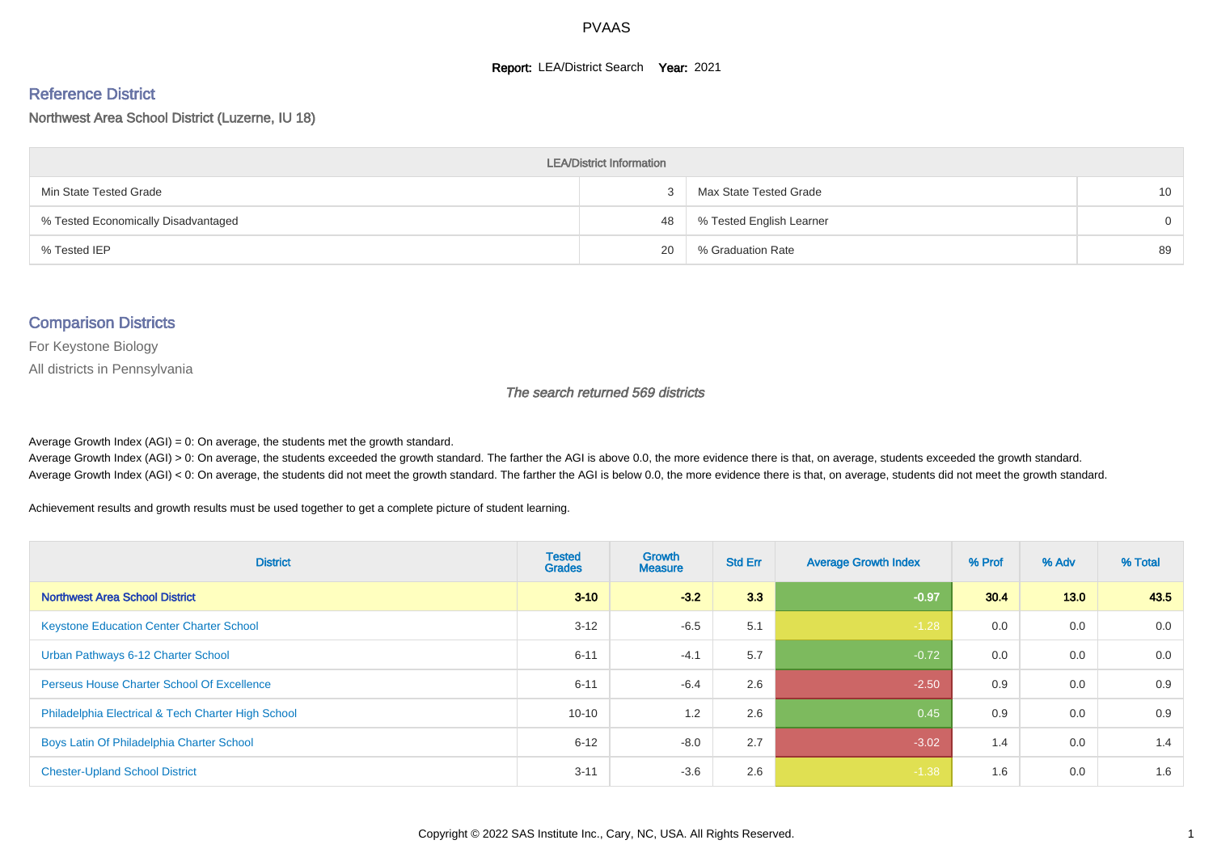# PVAAS

**Report:** LEA/District Search **Year:** 2021

## Reference District

Northwest Area School District (Luzerne, IU 18)

| LEA/District Information | | | |
|---|---|---|---|
| Min State Tested Grade | 3 | Max State Tested Grade | 10 |
| % Tested Economically Disadvantaged | 48 | % Tested English Learner | 0 |
| % Tested IEP | 20 | % Graduation Rate | 89 |

## Comparison Districts

For Keystone Biology

All districts in Pennsylvania

*The search returned 569 districts*

Average Growth Index (AGI) = 0: On average, the students met the growth standard.
Average Growth Index (AGI) > 0: On average, the students exceeded the growth standard. The farther the AGI is above 0.0, the more evidence there is that, on average, students exceeded the growth standard.
Average Growth Index (AGI) < 0: On average, the students did not meet the growth standard. The farther the AGI is below 0.0, the more evidence there is that, on average, students did not meet the growth standard.

Achievement results and growth results must be used together to get a complete picture of student learning.

| District | Tested Grades | Growth Measure | Std Err | Average Growth Index | % Prof | % Adv | % Total |
|---|---|---|---|---|---|---|---|
| **Northwest Area School District** | **3-10** | **-3.2** | **3.3** | **-0.97** | **30.4** | **13.0** | **43.5** |
| Keystone Education Center Charter School | 3-12 | -6.5 | 5.1 | -1.28 | 0.0 | 0.0 | 0.0 |
| Urban Pathways 6-12 Charter School | 6-11 | -4.1 | 5.7 | -0.72 | 0.0 | 0.0 | 0.0 |
| Perseus House Charter School Of Excellence | 6-11 | -6.4 | 2.6 | -2.50 | 0.9 | 0.0 | 0.9 |
| Philadelphia Electrical & Tech Charter High School | 10-10 | 1.2 | 2.6 | 0.45 | 0.9 | 0.0 | 0.9 |
| Boys Latin Of Philadelphia Charter School | 6-12 | -8.0 | 2.7 | -3.02 | 1.4 | 0.0 | 1.4 |
| Chester-Upland School District | 3-11 | -3.6 | 2.6 | -1.38 | 1.6 | 0.0 | 1.6 |

Copyright © 2022 SAS Institute Inc., Cary, NC, USA. All Rights Reserved.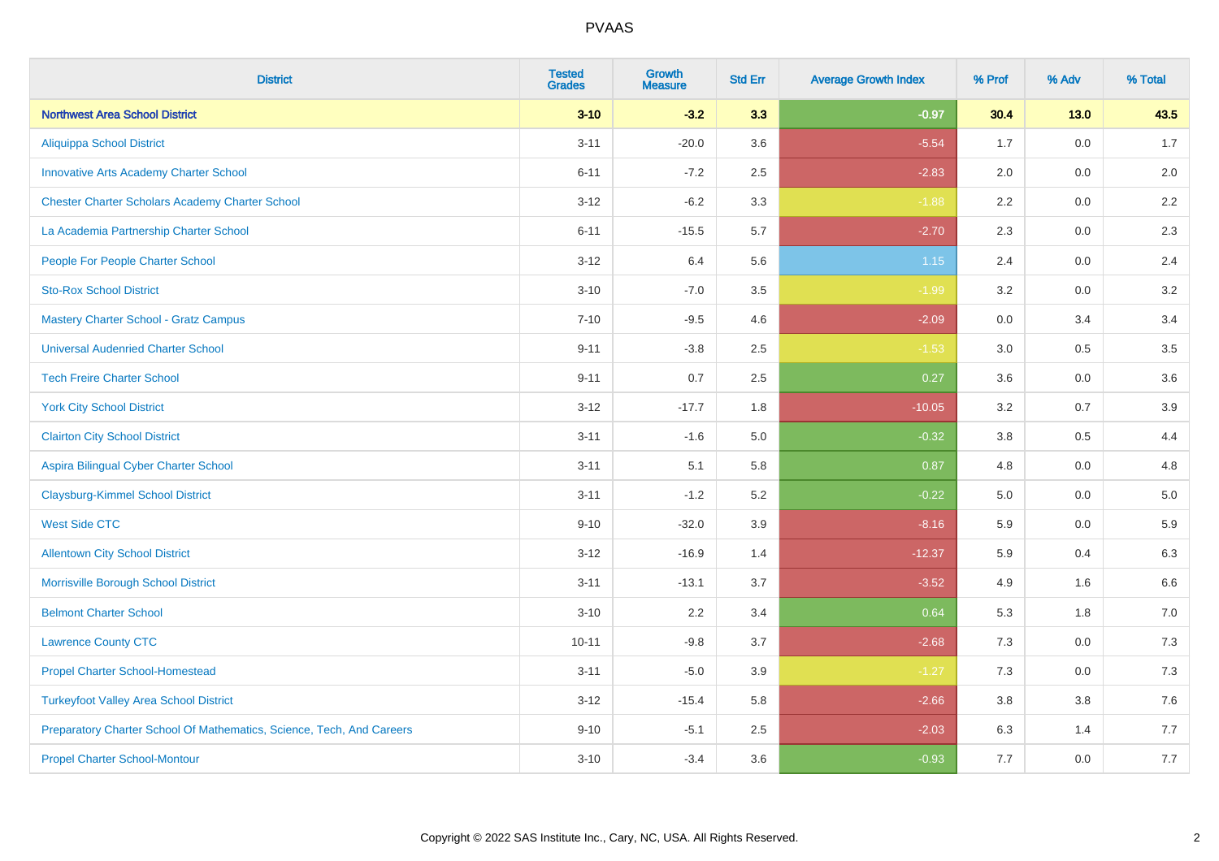PVAAS

| District | Tested Grades | Growth Measure | Std Err | Average Growth Index | % Prof | % Adv | % Total |
|---|---|---|---|---|---|---|---|
| **Northwest Area School District** | **3-10** | **-3.2** | **3.3** | **-0.97** | **30.4** | **13.0** | **43.5** |
| Aliquippa School District | 3-11 | -20.0 | 3.6 | -5.54 | 1.7 | 0.0 | 1.7 |
| Innovative Arts Academy Charter School | 6-11 | -7.2 | 2.5 | -2.83 | 2.0 | 0.0 | 2.0 |
| Chester Charter Scholars Academy Charter School | 3-12 | -6.2 | 3.3 | -1.88 | 2.2 | 0.0 | 2.2 |
| La Academia Partnership Charter School | 6-11 | -15.5 | 5.7 | -2.70 | 2.3 | 0.0 | 2.3 |
| People For People Charter School | 3-12 | 6.4 | 5.6 | 1.15 | 2.4 | 0.0 | 2.4 |
| Sto-Rox School District | 3-10 | -7.0 | 3.5 | -1.99 | 3.2 | 0.0 | 3.2 |
| Mastery Charter School - Gratz Campus | 7-10 | -9.5 | 4.6 | -2.09 | 0.0 | 3.4 | 3.4 |
| Universal Audenried Charter School | 9-11 | -3.8 | 2.5 | -1.53 | 3.0 | 0.5 | 3.5 |
| Tech Freire Charter School | 9-11 | 0.7 | 2.5 | 0.27 | 3.6 | 0.0 | 3.6 |
| York City School District | 3-12 | -17.7 | 1.8 | -10.05 | 3.2 | 0.7 | 3.9 |
| Clairton City School District | 3-11 | -1.6 | 5.0 | -0.32 | 3.8 | 0.5 | 4.4 |
| Aspira Bilingual Cyber Charter School | 3-11 | 5.1 | 5.8 | 0.87 | 4.8 | 0.0 | 4.8 |
| Claysburg-Kimmel School District | 3-11 | -1.2 | 5.2 | -0.22 | 5.0 | 0.0 | 5.0 |
| West Side CTC | 9-10 | -32.0 | 3.9 | -8.16 | 5.9 | 0.0 | 5.9 |
| Allentown City School District | 3-12 | -16.9 | 1.4 | -12.37 | 5.9 | 0.4 | 6.3 |
| Morrisville Borough School District | 3-11 | -13.1 | 3.7 | -3.52 | 4.9 | 1.6 | 6.6 |
| Belmont Charter School | 3-10 | 2.2 | 3.4 | 0.64 | 5.3 | 1.8 | 7.0 |
| Lawrence County CTC | 10-11 | -9.8 | 3.7 | -2.68 | 7.3 | 0.0 | 7.3 |
| Propel Charter School-Homestead | 3-11 | -5.0 | 3.9 | -1.27 | 7.3 | 0.0 | 7.3 |
| Turkeyfoot Valley Area School District | 3-12 | -15.4 | 5.8 | -2.66 | 3.8 | 3.8 | 7.6 |
| Preparatory Charter School Of Mathematics, Science, Tech, And Careers | 9-10 | -5.1 | 2.5 | -2.03 | 6.3 | 1.4 | 7.7 |
| Propel Charter School-Montour | 3-10 | -3.4 | 3.6 | -0.93 | 7.7 | 0.0 | 7.7 |

Copyright © 2022 SAS Institute Inc., Cary, NC, USA. All Rights Reserved.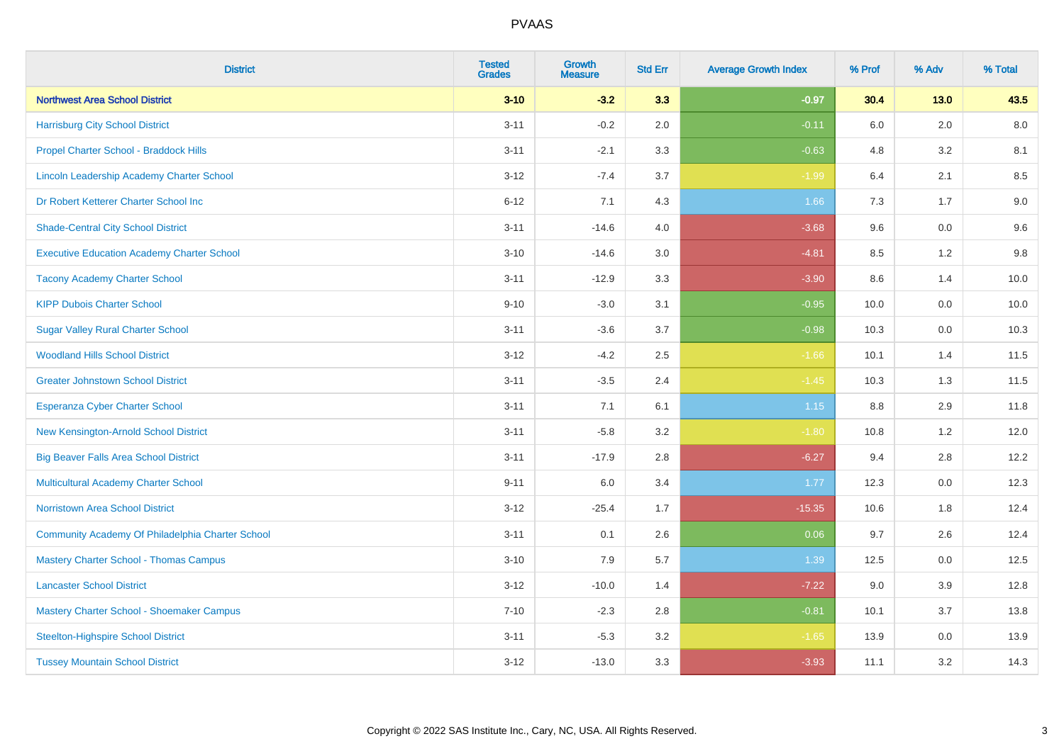# PVAAS

| District | Tested Grades | Growth Measure | Std Err | Average Growth Index | % Prof | % Adv | % Total |
|---|---|---|---|---|---|---|---|
| **Northwest Area School District** | **3-10** | **-3.2** | **3.3** | **-0.97** | **30.4** | **13.0** | **43.5** |
| Harrisburg City School District | 3-11 | -0.2 | 2.0 | -0.11 | 6.0 | 2.0 | 8.0 |
| Propel Charter School - Braddock Hills | 3-11 | -2.1 | 3.3 | -0.63 | 4.8 | 3.2 | 8.1 |
| Lincoln Leadership Academy Charter School | 3-12 | -7.4 | 3.7 | -1.99 | 6.4 | 2.1 | 8.5 |
| Dr Robert Ketterer Charter School Inc | 6-12 | 7.1 | 4.3 | 1.66 | 7.3 | 1.7 | 9.0 |
| Shade-Central City School District | 3-11 | -14.6 | 4.0 | -3.68 | 9.6 | 0.0 | 9.6 |
| Executive Education Academy Charter School | 3-10 | -14.6 | 3.0 | -4.81 | 8.5 | 1.2 | 9.8 |
| Tacony Academy Charter School | 3-11 | -12.9 | 3.3 | -3.90 | 8.6 | 1.4 | 10.0 |
| KIPP Dubois Charter School | 9-10 | -3.0 | 3.1 | -0.95 | 10.0 | 0.0 | 10.0 |
| Sugar Valley Rural Charter School | 3-11 | -3.6 | 3.7 | -0.98 | 10.3 | 0.0 | 10.3 |
| Woodland Hills School District | 3-12 | -4.2 | 2.5 | -1.66 | 10.1 | 1.4 | 11.5 |
| Greater Johnstown School District | 3-11 | -3.5 | 2.4 | -1.45 | 10.3 | 1.3 | 11.5 |
| Esperanza Cyber Charter School | 3-11 | 7.1 | 6.1 | 1.15 | 8.8 | 2.9 | 11.8 |
| New Kensington-Arnold School District | 3-11 | -5.8 | 3.2 | -1.80 | 10.8 | 1.2 | 12.0 |
| Big Beaver Falls Area School District | 3-11 | -17.9 | 2.8 | -6.27 | 9.4 | 2.8 | 12.2 |
| Multicultural Academy Charter School | 9-11 | 6.0 | 3.4 | 1.77 | 12.3 | 0.0 | 12.3 |
| Norristown Area School District | 3-12 | -25.4 | 1.7 | -15.35 | 10.6 | 1.8 | 12.4 |
| Community Academy Of Philadelphia Charter School | 3-11 | 0.1 | 2.6 | 0.06 | 9.7 | 2.6 | 12.4 |
| Mastery Charter School - Thomas Campus | 3-10 | 7.9 | 5.7 | 1.39 | 12.5 | 0.0 | 12.5 |
| Lancaster School District | 3-12 | -10.0 | 1.4 | -7.22 | 9.0 | 3.9 | 12.8 |
| Mastery Charter School - Shoemaker Campus | 7-10 | -2.3 | 2.8 | -0.81 | 10.1 | 3.7 | 13.8 |
| Steelton-Highspire School District | 3-11 | -5.3 | 3.2 | -1.65 | 13.9 | 0.0 | 13.9 |
| Tussey Mountain School District | 3-12 | -13.0 | 3.3 | -3.93 | 11.1 | 3.2 | 14.3 |

Copyright © 2022 SAS Institute Inc., Cary, NC, USA. All Rights Reserved.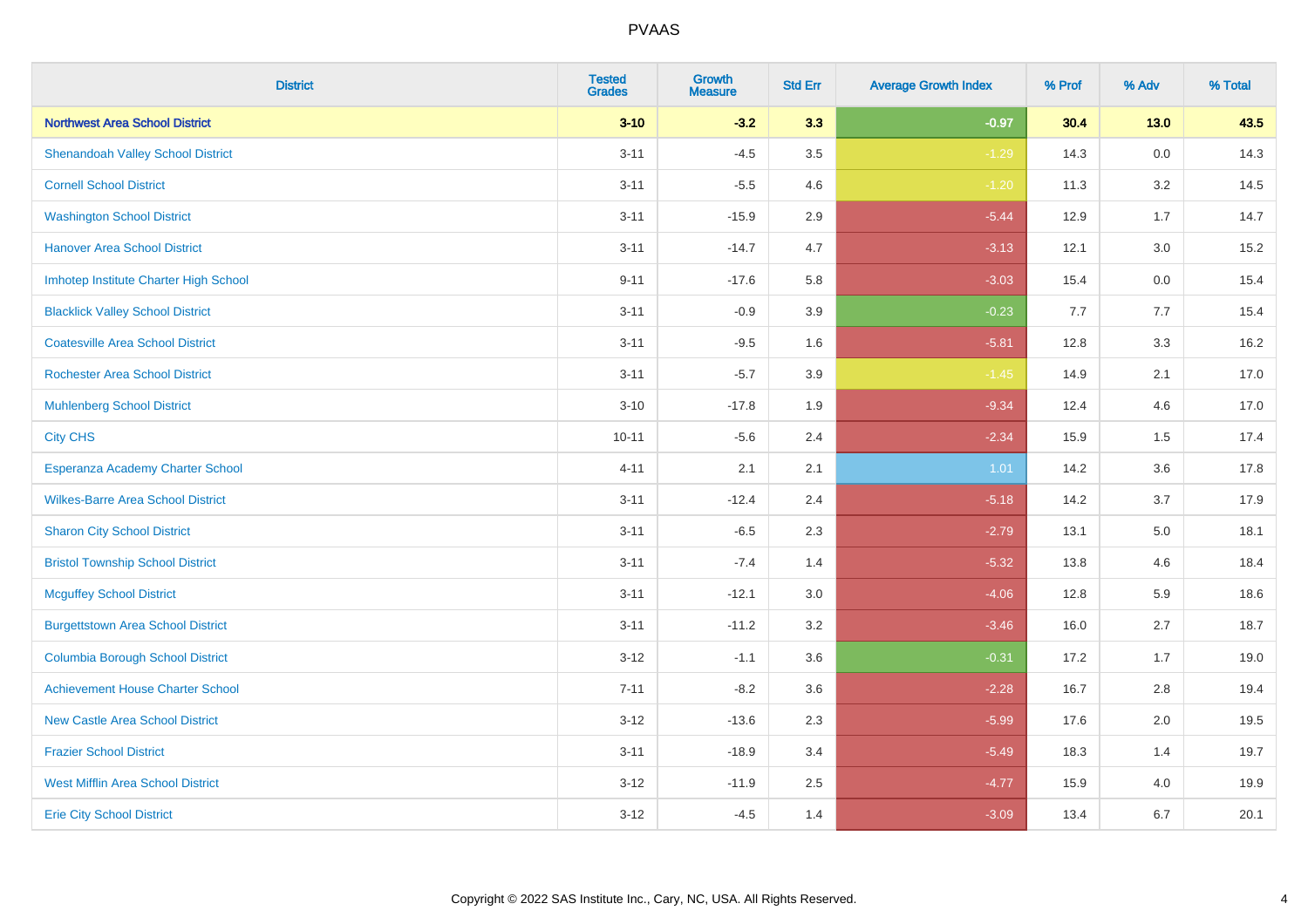| District | Tested Grades | Growth Measure | Std Err | Average Growth Index | % Prof | % Adv | % Total |
|---|---|---|---|---|---|---|---|
| **Northwest Area School District** | **3-10** | **-3.2** | **3.3** | **-0.97** | **30.4** | **13.0** | **43.5** |
| Shenandoah Valley School District | 3-11 | -4.5 | 3.5 | -1.29 | 14.3 | 0.0 | 14.3 |
| Cornell School District | 3-11 | -5.5 | 4.6 | -1.20 | 11.3 | 3.2 | 14.5 |
| Washington School District | 3-11 | -15.9 | 2.9 | -5.44 | 12.9 | 1.7 | 14.7 |
| Hanover Area School District | 3-11 | -14.7 | 4.7 | -3.13 | 12.1 | 3.0 | 15.2 |
| Imhotep Institute Charter High School | 9-11 | -17.6 | 5.8 | -3.03 | 15.4 | 0.0 | 15.4 |
| Blacklick Valley School District | 3-11 | -0.9 | 3.9 | -0.23 | 7.7 | 7.7 | 15.4 |
| Coatesville Area School District | 3-11 | -9.5 | 1.6 | -5.81 | 12.8 | 3.3 | 16.2 |
| Rochester Area School District | 3-11 | -5.7 | 3.9 | -1.45 | 14.9 | 2.1 | 17.0 |
| Muhlenberg School District | 3-10 | -17.8 | 1.9 | -9.34 | 12.4 | 4.6 | 17.0 |
| City CHS | 10-11 | -5.6 | 2.4 | -2.34 | 15.9 | 1.5 | 17.4 |
| Esperanza Academy Charter School | 4-11 | 2.1 | 2.1 | 1.01 | 14.2 | 3.6 | 17.8 |
| Wilkes-Barre Area School District | 3-11 | -12.4 | 2.4 | -5.18 | 14.2 | 3.7 | 17.9 |
| Sharon City School District | 3-11 | -6.5 | 2.3 | -2.79 | 13.1 | 5.0 | 18.1 |
| Bristol Township School District | 3-11 | -7.4 | 1.4 | -5.32 | 13.8 | 4.6 | 18.4 |
| Mcguffey School District | 3-11 | -12.1 | 3.0 | -4.06 | 12.8 | 5.9 | 18.6 |
| Burgettstown Area School District | 3-11 | -11.2 | 3.2 | -3.46 | 16.0 | 2.7 | 18.7 |
| Columbia Borough School District | 3-12 | -1.1 | 3.6 | -0.31 | 17.2 | 1.7 | 19.0 |
| Achievement House Charter School | 7-11 | -8.2 | 3.6 | -2.28 | 16.7 | 2.8 | 19.4 |
| New Castle Area School District | 3-12 | -13.6 | 2.3 | -5.99 | 17.6 | 2.0 | 19.5 |
| Frazier School District | 3-11 | -18.9 | 3.4 | -5.49 | 18.3 | 1.4 | 19.7 |
| West Mifflin Area School District | 3-12 | -11.9 | 2.5 | -4.77 | 15.9 | 4.0 | 19.9 |
| Erie City School District | 3-12 | -4.5 | 1.4 | -3.09 | 13.4 | 6.7 | 20.1 |

Copyright © 2022 SAS Institute Inc., Cary, NC, USA. All Rights Reserved.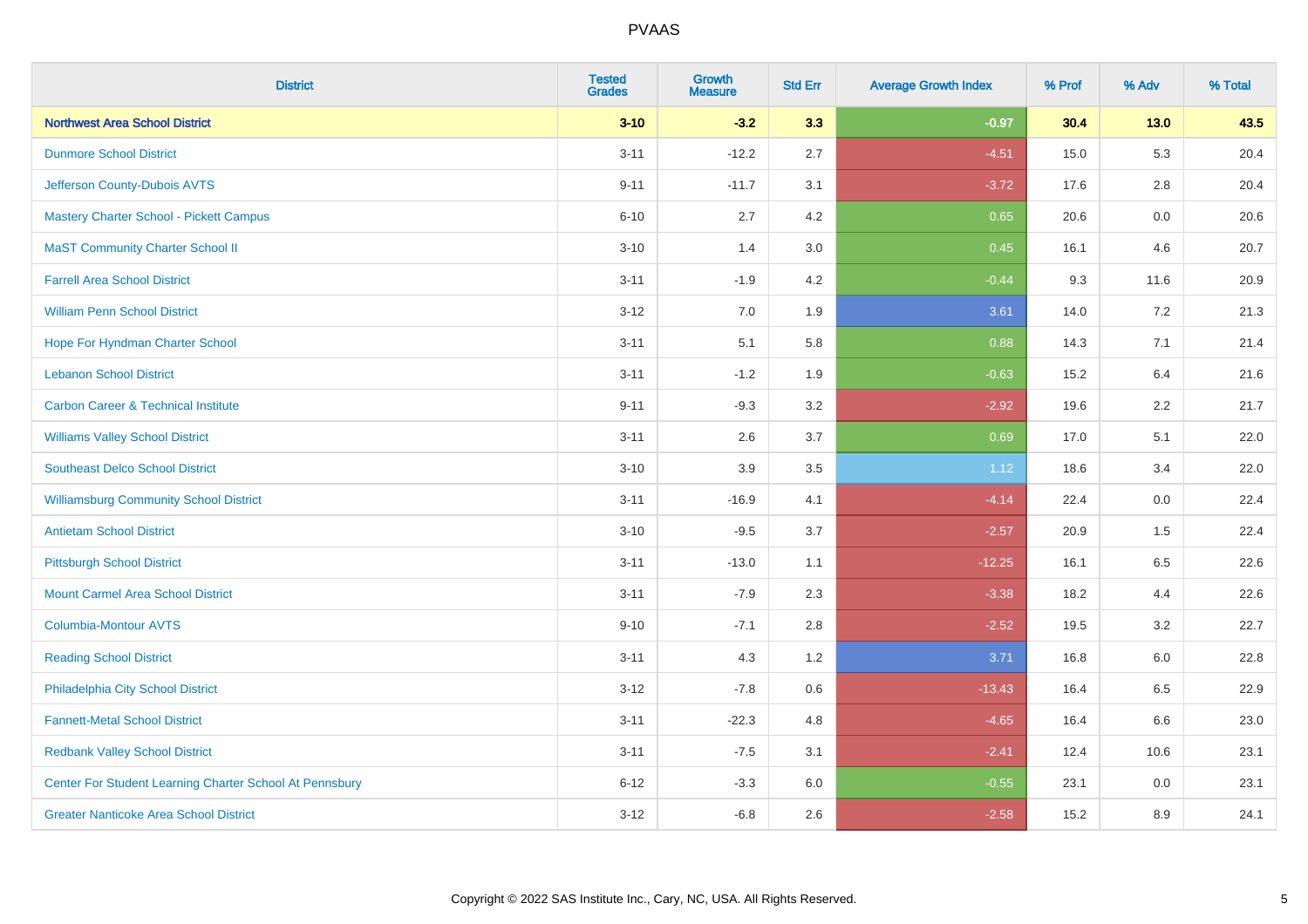# PVAAS

| District | Tested Grades | Growth Measure | Std Err | Average Growth Index | % Prof | % Adv | % Total |
|---|---|---|---|---|---|---|---|
| **Northwest Area School District** | **3-10** | **-3.2** | **3.3** | **-0.97** | **30.4** | **13.0** | **43.5** |
| Dunmore School District | 3-11 | -12.2 | 2.7 | -4.51 | 15.0 | 5.3 | 20.4 |
| Jefferson County-Dubois AVTS | 9-11 | -11.7 | 3.1 | -3.72 | 17.6 | 2.8 | 20.4 |
| Mastery Charter School - Pickett Campus | 6-10 | 2.7 | 4.2 | 0.65 | 20.6 | 0.0 | 20.6 |
| MaST Community Charter School II | 3-10 | 1.4 | 3.0 | 0.45 | 16.1 | 4.6 | 20.7 |
| Farrell Area School District | 3-11 | -1.9 | 4.2 | -0.44 | 9.3 | 11.6 | 20.9 |
| William Penn School District | 3-12 | 7.0 | 1.9 | 3.61 | 14.0 | 7.2 | 21.3 |
| Hope For Hyndman Charter School | 3-11 | 5.1 | 5.8 | 0.88 | 14.3 | 7.1 | 21.4 |
| Lebanon School District | 3-11 | -1.2 | 1.9 | -0.63 | 15.2 | 6.4 | 21.6 |
| Carbon Career & Technical Institute | 9-11 | -9.3 | 3.2 | -2.92 | 19.6 | 2.2 | 21.7 |
| Williams Valley School District | 3-11 | 2.6 | 3.7 | 0.69 | 17.0 | 5.1 | 22.0 |
| Southeast Delco School District | 3-10 | 3.9 | 3.5 | 1.12 | 18.6 | 3.4 | 22.0 |
| Williamsburg Community School District | 3-11 | -16.9 | 4.1 | -4.14 | 22.4 | 0.0 | 22.4 |
| Antietam School District | 3-10 | -9.5 | 3.7 | -2.57 | 20.9 | 1.5 | 22.4 |
| Pittsburgh School District | 3-11 | -13.0 | 1.1 | -12.25 | 16.1 | 6.5 | 22.6 |
| Mount Carmel Area School District | 3-11 | -7.9 | 2.3 | -3.38 | 18.2 | 4.4 | 22.6 |
| Columbia-Montour AVTS | 9-10 | -7.1 | 2.8 | -2.52 | 19.5 | 3.2 | 22.7 |
| Reading School District | 3-11 | 4.3 | 1.2 | 3.71 | 16.8 | 6.0 | 22.8 |
| Philadelphia City School District | 3-12 | -7.8 | 0.6 | -13.43 | 16.4 | 6.5 | 22.9 |
| Fannett-Metal School District | 3-11 | -22.3 | 4.8 | -4.65 | 16.4 | 6.6 | 23.0 |
| Redbank Valley School District | 3-11 | -7.5 | 3.1 | -2.41 | 12.4 | 10.6 | 23.1 |
| Center For Student Learning Charter School At Pennsbury | 6-12 | -3.3 | 6.0 | -0.55 | 23.1 | 0.0 | 23.1 |
| Greater Nanticoke Area School District | 3-12 | -6.8 | 2.6 | -2.58 | 15.2 | 8.9 | 24.1 |

Copyright © 2022 SAS Institute Inc., Cary, NC, USA. All Rights Reserved.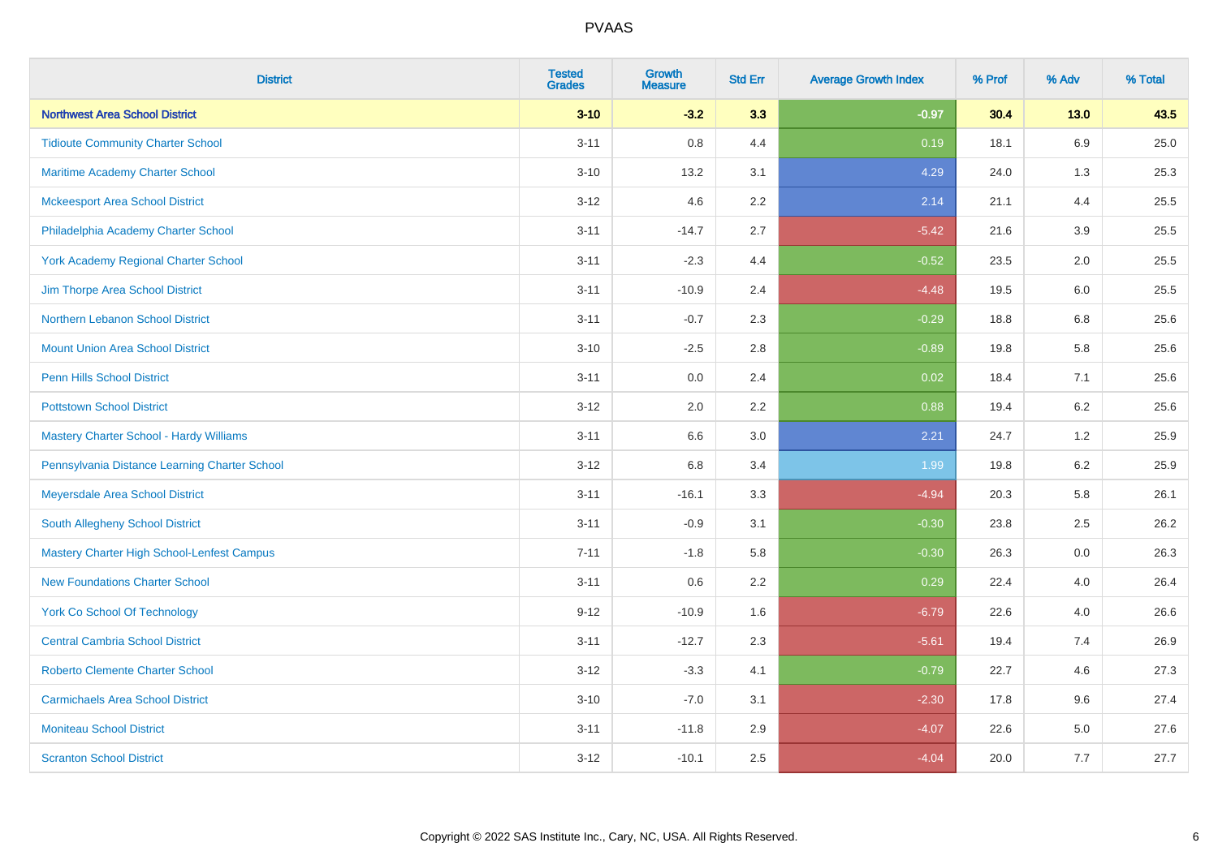# PVAAS

| District | Tested Grades | Growth Measure | Std Err | Average Growth Index | % Prof | % Adv | % Total |
|---|---|---|---|---|---|---|---|
| **Northwest Area School District** | **3-10** | **-3.2** | **3.3** | **-0.97** | **30.4** | **13.0** | **43.5** |
| Tidioute Community Charter School | 3-11 | 0.8 | 4.4 | 0.19 | 18.1 | 6.9 | 25.0 |
| Maritime Academy Charter School | 3-10 | 13.2 | 3.1 | 4.29 | 24.0 | 1.3 | 25.3 |
| Mckeesport Area School District | 3-12 | 4.6 | 2.2 | 2.14 | 21.1 | 4.4 | 25.5 |
| Philadelphia Academy Charter School | 3-11 | -14.7 | 2.7 | -5.42 | 21.6 | 3.9 | 25.5 |
| York Academy Regional Charter School | 3-11 | -2.3 | 4.4 | -0.52 | 23.5 | 2.0 | 25.5 |
| Jim Thorpe Area School District | 3-11 | -10.9 | 2.4 | -4.48 | 19.5 | 6.0 | 25.5 |
| Northern Lebanon School District | 3-11 | -0.7 | 2.3 | -0.29 | 18.8 | 6.8 | 25.6 |
| Mount Union Area School District | 3-10 | -2.5 | 2.8 | -0.89 | 19.8 | 5.8 | 25.6 |
| Penn Hills School District | 3-11 | 0.0 | 2.4 | 0.02 | 18.4 | 7.1 | 25.6 |
| Pottstown School District | 3-12 | 2.0 | 2.2 | 0.88 | 19.4 | 6.2 | 25.6 |
| Mastery Charter School - Hardy Williams | 3-11 | 6.6 | 3.0 | 2.21 | 24.7 | 1.2 | 25.9 |
| Pennsylvania Distance Learning Charter School | 3-12 | 6.8 | 3.4 | 1.99 | 19.8 | 6.2 | 25.9 |
| Meyersdale Area School District | 3-11 | -16.1 | 3.3 | -4.94 | 20.3 | 5.8 | 26.1 |
| South Allegheny School District | 3-11 | -0.9 | 3.1 | -0.30 | 23.8 | 2.5 | 26.2 |
| Mastery Charter High School-Lenfest Campus | 7-11 | -1.8 | 5.8 | -0.30 | 26.3 | 0.0 | 26.3 |
| New Foundations Charter School | 3-11 | 0.6 | 2.2 | 0.29 | 22.4 | 4.0 | 26.4 |
| York Co School Of Technology | 9-12 | -10.9 | 1.6 | -6.79 | 22.6 | 4.0 | 26.6 |
| Central Cambria School District | 3-11 | -12.7 | 2.3 | -5.61 | 19.4 | 7.4 | 26.9 |
| Roberto Clemente Charter School | 3-12 | -3.3 | 4.1 | -0.79 | 22.7 | 4.6 | 27.3 |
| Carmichaels Area School District | 3-10 | -7.0 | 3.1 | -2.30 | 17.8 | 9.6 | 27.4 |
| Moniteau School District | 3-11 | -11.8 | 2.9 | -4.07 | 22.6 | 5.0 | 27.6 |
| Scranton School District | 3-12 | -10.1 | 2.5 | -4.04 | 20.0 | 7.7 | 27.7 |

Copyright © 2022 SAS Institute Inc., Cary, NC, USA. All Rights Reserved.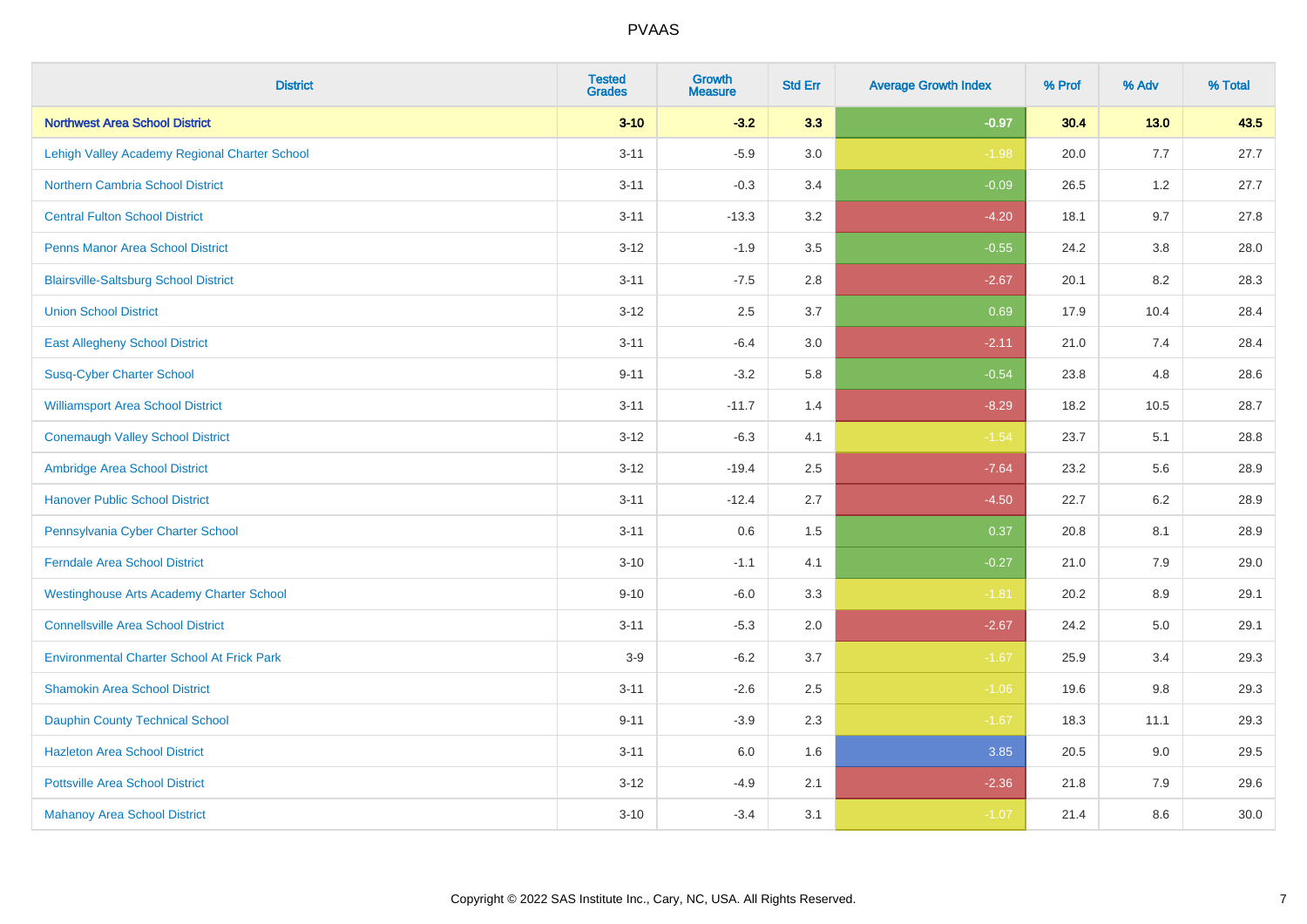# PVAAS

| District | Tested Grades | Growth Measure | Std Err | Average Growth Index | % Prof | % Adv | % Total |
|---|---|---|---|---|---|---|---|
| **Northwest Area School District** | **3-10** | **-3.2** | **3.3** | **-0.97** | **30.4** | **13.0** | **43.5** |
| Lehigh Valley Academy Regional Charter School | 3-11 | -5.9 | 3.0 | -1.98 | 20.0 | 7.7 | 27.7 |
| Northern Cambria School District | 3-11 | -0.3 | 3.4 | -0.09 | 26.5 | 1.2 | 27.7 |
| Central Fulton School District | 3-11 | -13.3 | 3.2 | -4.20 | 18.1 | 9.7 | 27.8 |
| Penns Manor Area School District | 3-12 | -1.9 | 3.5 | -0.55 | 24.2 | 3.8 | 28.0 |
| Blairsville-Saltsburg School District | 3-11 | -7.5 | 2.8 | -2.67 | 20.1 | 8.2 | 28.3 |
| Union School District | 3-12 | 2.5 | 3.7 | 0.69 | 17.9 | 10.4 | 28.4 |
| East Allegheny School District | 3-11 | -6.4 | 3.0 | -2.11 | 21.0 | 7.4 | 28.4 |
| Susq-Cyber Charter School | 9-11 | -3.2 | 5.8 | -0.54 | 23.8 | 4.8 | 28.6 |
| Williamsport Area School District | 3-11 | -11.7 | 1.4 | -8.29 | 18.2 | 10.5 | 28.7 |
| Conemaugh Valley School District | 3-12 | -6.3 | 4.1 | -1.54 | 23.7 | 5.1 | 28.8 |
| Ambridge Area School District | 3-12 | -19.4 | 2.5 | -7.64 | 23.2 | 5.6 | 28.9 |
| Hanover Public School District | 3-11 | -12.4 | 2.7 | -4.50 | 22.7 | 6.2 | 28.9 |
| Pennsylvania Cyber Charter School | 3-11 | 0.6 | 1.5 | 0.37 | 20.8 | 8.1 | 28.9 |
| Ferndale Area School District | 3-10 | -1.1 | 4.1 | -0.27 | 21.0 | 7.9 | 29.0 |
| Westinghouse Arts Academy Charter School | 9-10 | -6.0 | 3.3 | -1.81 | 20.2 | 8.9 | 29.1 |
| Connellsville Area School District | 3-11 | -5.3 | 2.0 | -2.67 | 24.2 | 5.0 | 29.1 |
| Environmental Charter School At Frick Park | 3-9 | -6.2 | 3.7 | -1.67 | 25.9 | 3.4 | 29.3 |
| Shamokin Area School District | 3-11 | -2.6 | 2.5 | -1.06 | 19.6 | 9.8 | 29.3 |
| Dauphin County Technical School | 9-11 | -3.9 | 2.3 | -1.67 | 18.3 | 11.1 | 29.3 |
| Hazleton Area School District | 3-11 | 6.0 | 1.6 | 3.85 | 20.5 | 9.0 | 29.5 |
| Pottsville Area School District | 3-12 | -4.9 | 2.1 | -2.36 | 21.8 | 7.9 | 29.6 |
| Mahanoy Area School District | 3-10 | -3.4 | 3.1 | -1.07 | 21.4 | 8.6 | 30.0 |

Copyright © 2022 SAS Institute Inc., Cary, NC, USA. All Rights Reserved.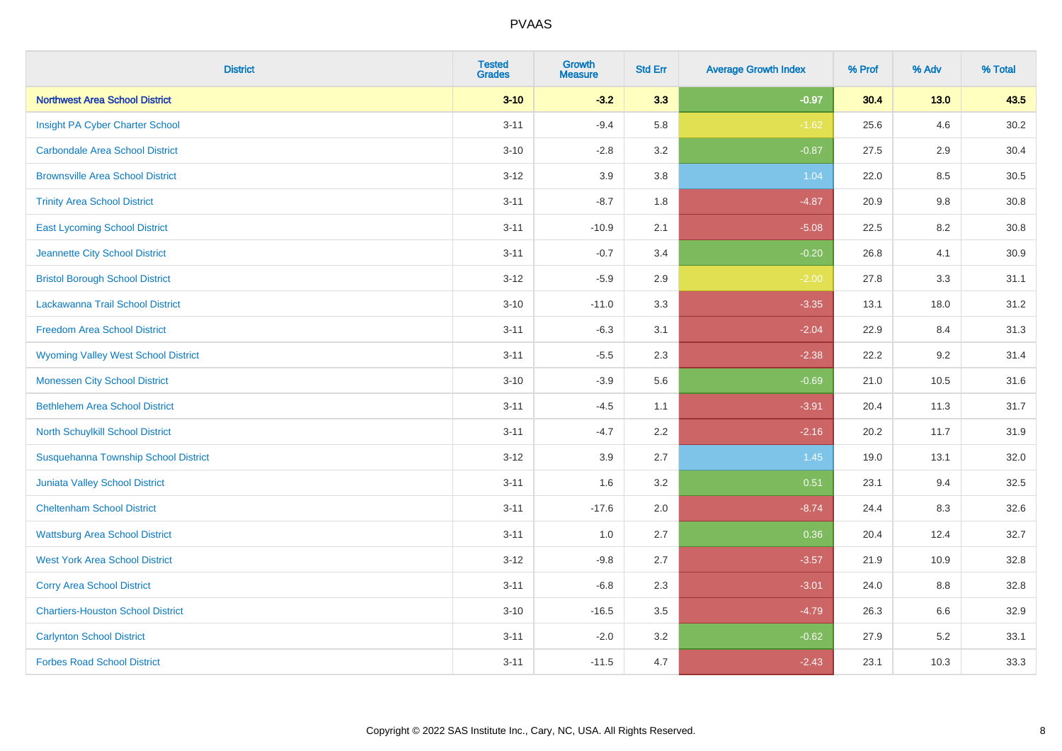# PVAAS

| District | Tested Grades | Growth Measure | Std Err | Average Growth Index | % Prof | % Adv | % Total |
|---|---|---|---|---|---|---|---|
| **Northwest Area School District** | **3-10** | **-3.2** | **3.3** | **-0.97** | **30.4** | **13.0** | **43.5** |
| Insight PA Cyber Charter School | 3-11 | -9.4 | 5.8 | -1.62 | 25.6 | 4.6 | 30.2 |
| Carbondale Area School District | 3-10 | -2.8 | 3.2 | -0.87 | 27.5 | 2.9 | 30.4 |
| Brownsville Area School District | 3-12 | 3.9 | 3.8 | 1.04 | 22.0 | 8.5 | 30.5 |
| Trinity Area School District | 3-11 | -8.7 | 1.8 | -4.87 | 20.9 | 9.8 | 30.8 |
| East Lycoming School District | 3-11 | -10.9 | 2.1 | -5.08 | 22.5 | 8.2 | 30.8 |
| Jeannette City School District | 3-11 | -0.7 | 3.4 | -0.20 | 26.8 | 4.1 | 30.9 |
| Bristol Borough School District | 3-12 | -5.9 | 2.9 | -2.00 | 27.8 | 3.3 | 31.1 |
| Lackawanna Trail School District | 3-10 | -11.0 | 3.3 | -3.35 | 13.1 | 18.0 | 31.2 |
| Freedom Area School District | 3-11 | -6.3 | 3.1 | -2.04 | 22.9 | 8.4 | 31.3 |
| Wyoming Valley West School District | 3-11 | -5.5 | 2.3 | -2.38 | 22.2 | 9.2 | 31.4 |
| Monessen City School District | 3-10 | -3.9 | 5.6 | -0.69 | 21.0 | 10.5 | 31.6 |
| Bethlehem Area School District | 3-11 | -4.5 | 1.1 | -3.91 | 20.4 | 11.3 | 31.7 |
| North Schuylkill School District | 3-11 | -4.7 | 2.2 | -2.16 | 20.2 | 11.7 | 31.9 |
| Susquehanna Township School District | 3-12 | 3.9 | 2.7 | 1.45 | 19.0 | 13.1 | 32.0 |
| Juniata Valley School District | 3-11 | 1.6 | 3.2 | 0.51 | 23.1 | 9.4 | 32.5 |
| Cheltenham School District | 3-11 | -17.6 | 2.0 | -8.74 | 24.4 | 8.3 | 32.6 |
| Wattsburg Area School District | 3-11 | 1.0 | 2.7 | 0.36 | 20.4 | 12.4 | 32.7 |
| West York Area School District | 3-12 | -9.8 | 2.7 | -3.57 | 21.9 | 10.9 | 32.8 |
| Corry Area School District | 3-11 | -6.8 | 2.3 | -3.01 | 24.0 | 8.8 | 32.8 |
| Chartiers-Houston School District | 3-10 | -16.5 | 3.5 | -4.79 | 26.3 | 6.6 | 32.9 |
| Carlynton School District | 3-11 | -2.0 | 3.2 | -0.62 | 27.9 | 5.2 | 33.1 |
| Forbes Road School District | 3-11 | -11.5 | 4.7 | -2.43 | 23.1 | 10.3 | 33.3 |

Copyright © 2022 SAS Institute Inc., Cary, NC, USA. All Rights Reserved.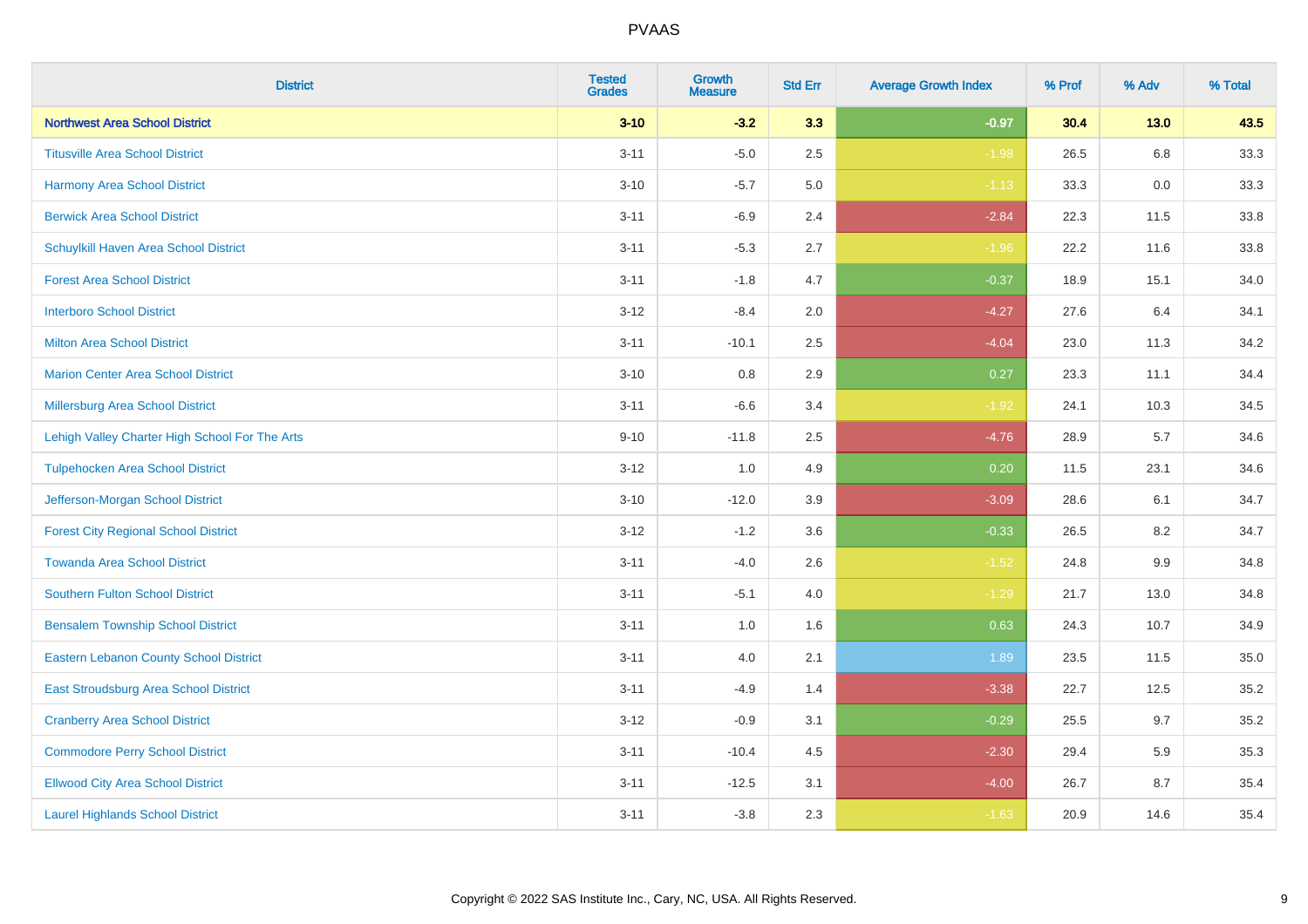PVAAS

| District | Tested Grades | Growth Measure | Std Err | Average Growth Index | % Prof | % Adv | % Total |
|---|---|---|---|---|---|---|---|
| **Northwest Area School District** | **3-10** | **-3.2** | **3.3** | **-0.97** | **30.4** | **13.0** | **43.5** |
| Titusville Area School District | 3-11 | -5.0 | 2.5 | -1.98 | 26.5 | 6.8 | 33.3 |
| Harmony Area School District | 3-10 | -5.7 | 5.0 | -1.13 | 33.3 | 0.0 | 33.3 |
| Berwick Area School District | 3-11 | -6.9 | 2.4 | -2.84 | 22.3 | 11.5 | 33.8 |
| Schuylkill Haven Area School District | 3-11 | -5.3 | 2.7 | -1.96 | 22.2 | 11.6 | 33.8 |
| Forest Area School District | 3-11 | -1.8 | 4.7 | -0.37 | 18.9 | 15.1 | 34.0 |
| Interboro School District | 3-12 | -8.4 | 2.0 | -4.27 | 27.6 | 6.4 | 34.1 |
| Milton Area School District | 3-11 | -10.1 | 2.5 | -4.04 | 23.0 | 11.3 | 34.2 |
| Marion Center Area School District | 3-10 | 0.8 | 2.9 | 0.27 | 23.3 | 11.1 | 34.4 |
| Millersburg Area School District | 3-11 | -6.6 | 3.4 | -1.92 | 24.1 | 10.3 | 34.5 |
| Lehigh Valley Charter High School For The Arts | 9-10 | -11.8 | 2.5 | -4.76 | 28.9 | 5.7 | 34.6 |
| Tulpehocken Area School District | 3-12 | 1.0 | 4.9 | 0.20 | 11.5 | 23.1 | 34.6 |
| Jefferson-Morgan School District | 3-10 | -12.0 | 3.9 | -3.09 | 28.6 | 6.1 | 34.7 |
| Forest City Regional School District | 3-12 | -1.2 | 3.6 | -0.33 | 26.5 | 8.2 | 34.7 |
| Towanda Area School District | 3-11 | -4.0 | 2.6 | -1.52 | 24.8 | 9.9 | 34.8 |
| Southern Fulton School District | 3-11 | -5.1 | 4.0 | -1.29 | 21.7 | 13.0 | 34.8 |
| Bensalem Township School District | 3-11 | 1.0 | 1.6 | 0.63 | 24.3 | 10.7 | 34.9 |
| Eastern Lebanon County School District | 3-11 | 4.0 | 2.1 | 1.89 | 23.5 | 11.5 | 35.0 |
| East Stroudsburg Area School District | 3-11 | -4.9 | 1.4 | -3.38 | 22.7 | 12.5 | 35.2 |
| Cranberry Area School District | 3-12 | -0.9 | 3.1 | -0.29 | 25.5 | 9.7 | 35.2 |
| Commodore Perry School District | 3-11 | -10.4 | 4.5 | -2.30 | 29.4 | 5.9 | 35.3 |
| Ellwood City Area School District | 3-11 | -12.5 | 3.1 | -4.00 | 26.7 | 8.7 | 35.4 |
| Laurel Highlands School District | 3-11 | -3.8 | 2.3 | -1.63 | 20.9 | 14.6 | 35.4 |

Copyright © 2022 SAS Institute Inc., Cary, NC, USA. All Rights Reserved.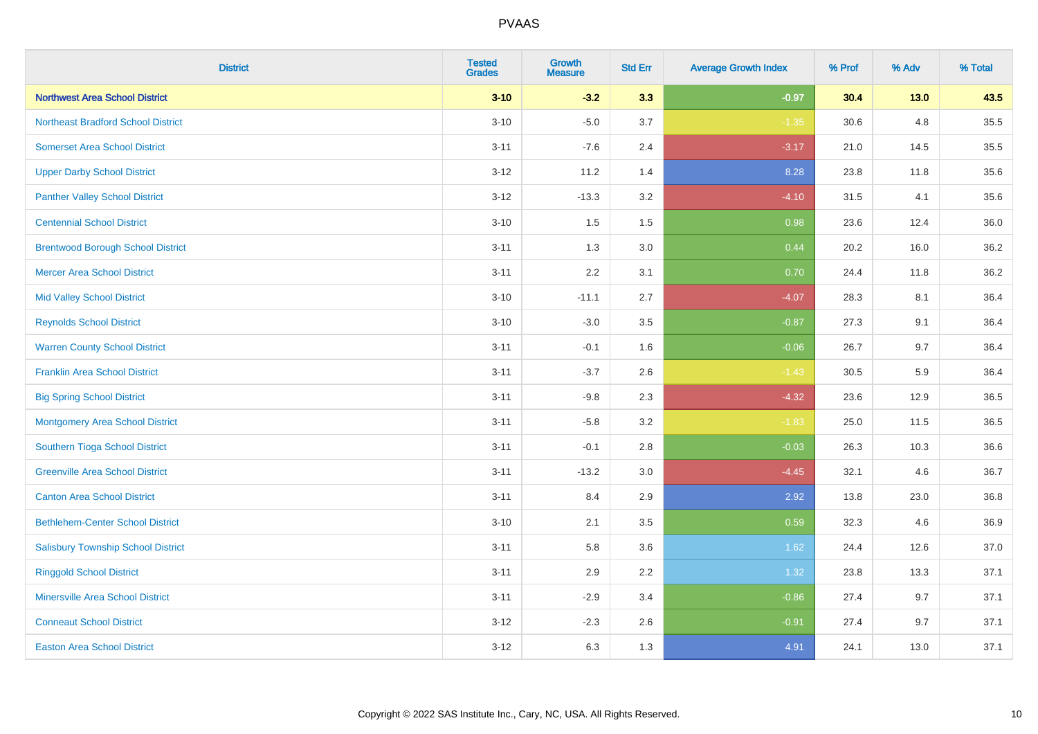# PVAAS

| District | Tested Grades | Growth Measure | Std Err | Average Growth Index | % Prof | % Adv | % Total |
|---|---|---|---|---|---|---|---|
| **Northwest Area School District** | **3-10** | **-3.2** | **3.3** | **-0.97** | **30.4** | **13.0** | **43.5** |
| Northeast Bradford School District | 3-10 | -5.0 | 3.7 | -1.35 | 30.6 | 4.8 | 35.5 |
| Somerset Area School District | 3-11 | -7.6 | 2.4 | -3.17 | 21.0 | 14.5 | 35.5 |
| Upper Darby School District | 3-12 | 11.2 | 1.4 | 8.28 | 23.8 | 11.8 | 35.6 |
| Panther Valley School District | 3-12 | -13.3 | 3.2 | -4.10 | 31.5 | 4.1 | 35.6 |
| Centennial School District | 3-10 | 1.5 | 1.5 | 0.98 | 23.6 | 12.4 | 36.0 |
| Brentwood Borough School District | 3-11 | 1.3 | 3.0 | 0.44 | 20.2 | 16.0 | 36.2 |
| Mercer Area School District | 3-11 | 2.2 | 3.1 | 0.70 | 24.4 | 11.8 | 36.2 |
| Mid Valley School District | 3-10 | -11.1 | 2.7 | -4.07 | 28.3 | 8.1 | 36.4 |
| Reynolds School District | 3-10 | -3.0 | 3.5 | -0.87 | 27.3 | 9.1 | 36.4 |
| Warren County School District | 3-11 | -0.1 | 1.6 | -0.06 | 26.7 | 9.7 | 36.4 |
| Franklin Area School District | 3-11 | -3.7 | 2.6 | -1.43 | 30.5 | 5.9 | 36.4 |
| Big Spring School District | 3-11 | -9.8 | 2.3 | -4.32 | 23.6 | 12.9 | 36.5 |
| Montgomery Area School District | 3-11 | -5.8 | 3.2 | -1.83 | 25.0 | 11.5 | 36.5 |
| Southern Tioga School District | 3-11 | -0.1 | 2.8 | -0.03 | 26.3 | 10.3 | 36.6 |
| Greenville Area School District | 3-11 | -13.2 | 3.0 | -4.45 | 32.1 | 4.6 | 36.7 |
| Canton Area School District | 3-11 | 8.4 | 2.9 | 2.92 | 13.8 | 23.0 | 36.8 |
| Bethlehem-Center School District | 3-10 | 2.1 | 3.5 | 0.59 | 32.3 | 4.6 | 36.9 |
| Salisbury Township School District | 3-11 | 5.8 | 3.6 | 1.62 | 24.4 | 12.6 | 37.0 |
| Ringgold School District | 3-11 | 2.9 | 2.2 | 1.32 | 23.8 | 13.3 | 37.1 |
| Minersville Area School District | 3-11 | -2.9 | 3.4 | -0.86 | 27.4 | 9.7 | 37.1 |
| Conneaut School District | 3-12 | -2.3 | 2.6 | -0.91 | 27.4 | 9.7 | 37.1 |
| Easton Area School District | 3-12 | 6.3 | 1.3 | 4.91 | 24.1 | 13.0 | 37.1 |

Copyright © 2022 SAS Institute Inc., Cary, NC, USA. All Rights Reserved.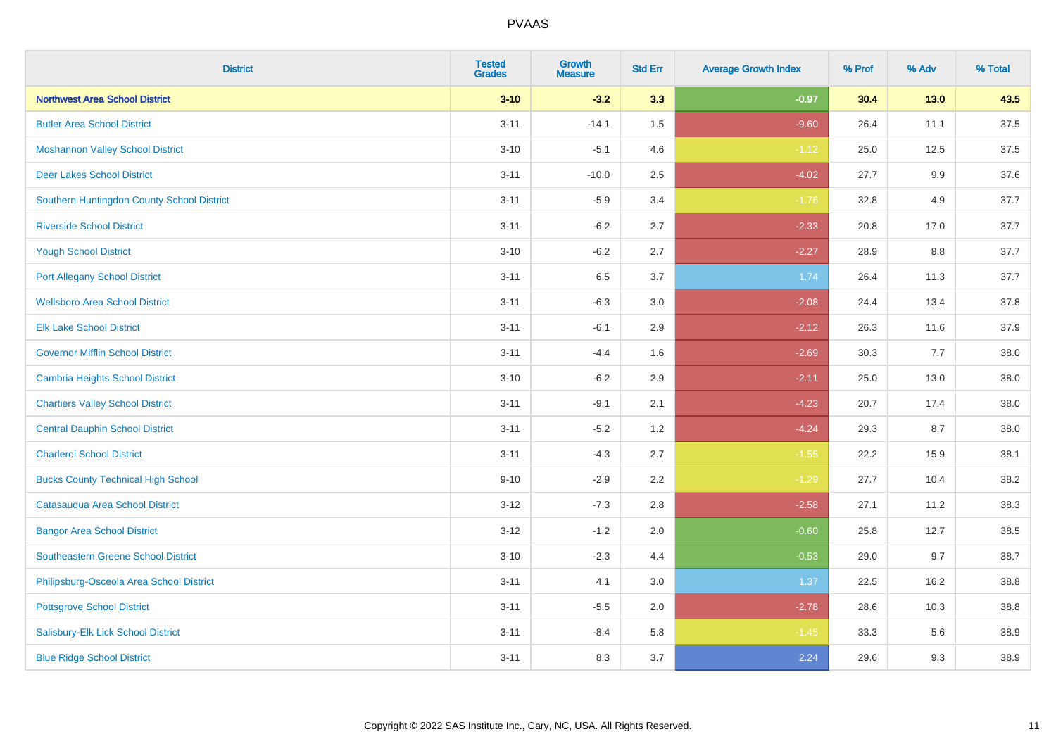| District | Tested Grades | Growth Measure | Std Err | Average Growth Index | % Prof | % Adv | % Total |
|---|---|---|---|---|---|---|---|
| **Northwest Area School District** | **3-10** | **-3.2** | **3.3** | **-0.97** | **30.4** | **13.0** | **43.5** |
| Butler Area School District | 3-11 | -14.1 | 1.5 | -9.60 | 26.4 | 11.1 | 37.5 |
| Moshannon Valley School District | 3-10 | -5.1 | 4.6 | -1.12 | 25.0 | 12.5 | 37.5 |
| Deer Lakes School District | 3-11 | -10.0 | 2.5 | -4.02 | 27.7 | 9.9 | 37.6 |
| Southern Huntingdon County School District | 3-11 | -5.9 | 3.4 | -1.76 | 32.8 | 4.9 | 37.7 |
| Riverside School District | 3-11 | -6.2 | 2.7 | -2.33 | 20.8 | 17.0 | 37.7 |
| Yough School District | 3-10 | -6.2 | 2.7 | -2.27 | 28.9 | 8.8 | 37.7 |
| Port Allegany School District | 3-11 | 6.5 | 3.7 | 1.74 | 26.4 | 11.3 | 37.7 |
| Wellsboro Area School District | 3-11 | -6.3 | 3.0 | -2.08 | 24.4 | 13.4 | 37.8 |
| Elk Lake School District | 3-11 | -6.1 | 2.9 | -2.12 | 26.3 | 11.6 | 37.9 |
| Governor Mifflin School District | 3-11 | -4.4 | 1.6 | -2.69 | 30.3 | 7.7 | 38.0 |
| Cambria Heights School District | 3-10 | -6.2 | 2.9 | -2.11 | 25.0 | 13.0 | 38.0 |
| Chartiers Valley School District | 3-11 | -9.1 | 2.1 | -4.23 | 20.7 | 17.4 | 38.0 |
| Central Dauphin School District | 3-11 | -5.2 | 1.2 | -4.24 | 29.3 | 8.7 | 38.0 |
| Charleroi School District | 3-11 | -4.3 | 2.7 | -1.55 | 22.2 | 15.9 | 38.1 |
| Bucks County Technical High School | 9-10 | -2.9 | 2.2 | -1.29 | 27.7 | 10.4 | 38.2 |
| Catasauqua Area School District | 3-12 | -7.3 | 2.8 | -2.58 | 27.1 | 11.2 | 38.3 |
| Bangor Area School District | 3-12 | -1.2 | 2.0 | -0.60 | 25.8 | 12.7 | 38.5 |
| Southeastern Greene School District | 3-10 | -2.3 | 4.4 | -0.53 | 29.0 | 9.7 | 38.7 |
| Philipsburg-Osceola Area School District | 3-11 | 4.1 | 3.0 | 1.37 | 22.5 | 16.2 | 38.8 |
| Pottsgrove School District | 3-11 | -5.5 | 2.0 | -2.78 | 28.6 | 10.3 | 38.8 |
| Salisbury-Elk Lick School District | 3-11 | -8.4 | 5.8 | -1.45 | 33.3 | 5.6 | 38.9 |
| Blue Ridge School District | 3-11 | 8.3 | 3.7 | 2.24 | 29.6 | 9.3 | 38.9 |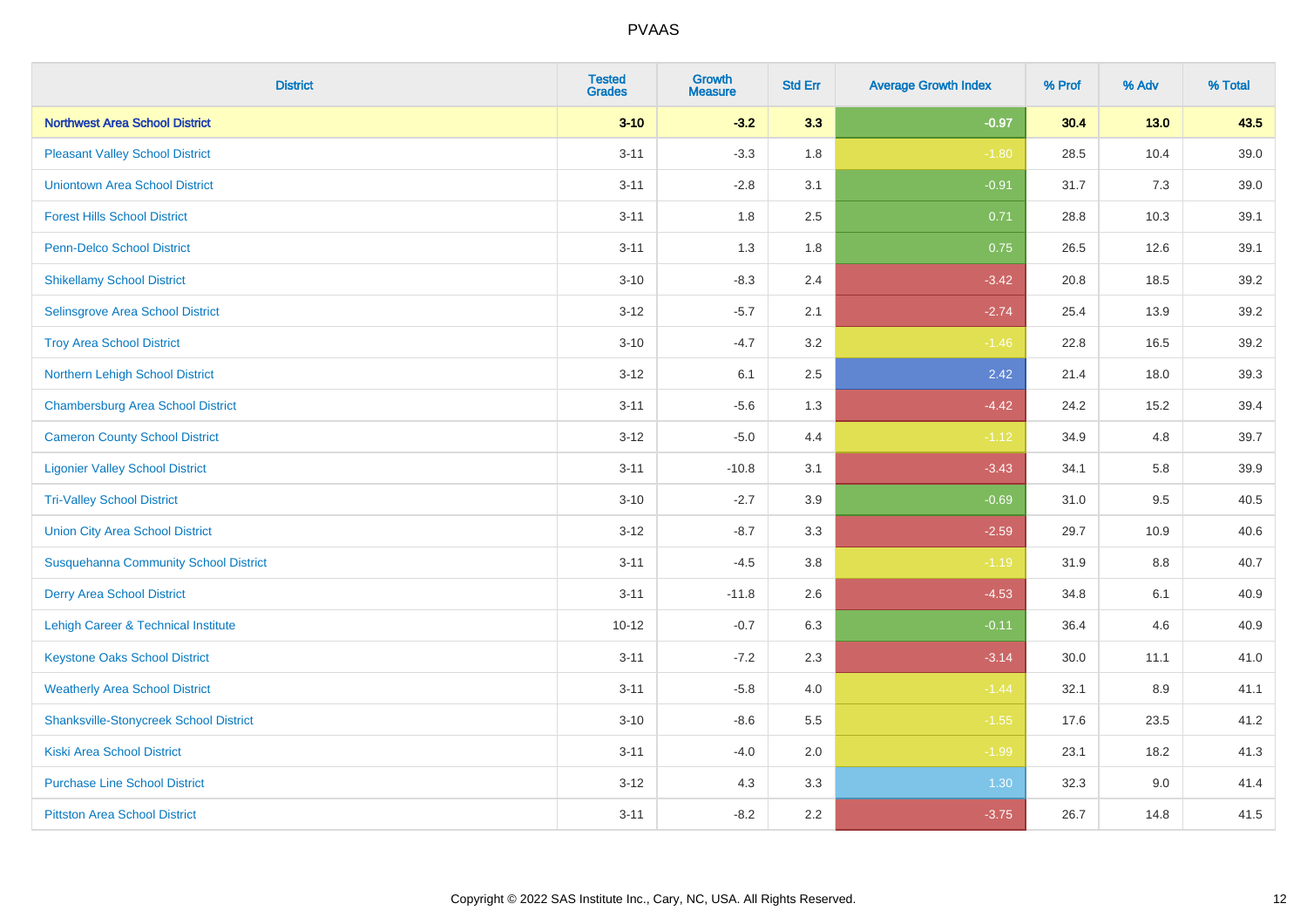| District | Tested Grades | Growth Measure | Std Err | Average Growth Index | % Prof | % Adv | % Total |
|---|---|---|---|---|---|---|---|
| **Northwest Area School District** | **3-10** | **-3.2** | **3.3** | **-0.97** | **30.4** | **13.0** | **43.5** |
| Pleasant Valley School District | 3-11 | -3.3 | 1.8 | -1.80 | 28.5 | 10.4 | 39.0 |
| Uniontown Area School District | 3-11 | -2.8 | 3.1 | -0.91 | 31.7 | 7.3 | 39.0 |
| Forest Hills School District | 3-11 | 1.8 | 2.5 | 0.71 | 28.8 | 10.3 | 39.1 |
| Penn-Delco School District | 3-11 | 1.3 | 1.8 | 0.75 | 26.5 | 12.6 | 39.1 |
| Shikellamy School District | 3-10 | -8.3 | 2.4 | -3.42 | 20.8 | 18.5 | 39.2 |
| Selinsgrove Area School District | 3-12 | -5.7 | 2.1 | -2.74 | 25.4 | 13.9 | 39.2 |
| Troy Area School District | 3-10 | -4.7 | 3.2 | -1.46 | 22.8 | 16.5 | 39.2 |
| Northern Lehigh School District | 3-12 | 6.1 | 2.5 | 2.42 | 21.4 | 18.0 | 39.3 |
| Chambersburg Area School District | 3-11 | -5.6 | 1.3 | -4.42 | 24.2 | 15.2 | 39.4 |
| Cameron County School District | 3-12 | -5.0 | 4.4 | -1.12 | 34.9 | 4.8 | 39.7 |
| Ligonier Valley School District | 3-11 | -10.8 | 3.1 | -3.43 | 34.1 | 5.8 | 39.9 |
| Tri-Valley School District | 3-10 | -2.7 | 3.9 | -0.69 | 31.0 | 9.5 | 40.5 |
| Union City Area School District | 3-12 | -8.7 | 3.3 | -2.59 | 29.7 | 10.9 | 40.6 |
| Susquehanna Community School District | 3-11 | -4.5 | 3.8 | -1.19 | 31.9 | 8.8 | 40.7 |
| Derry Area School District | 3-11 | -11.8 | 2.6 | -4.53 | 34.8 | 6.1 | 40.9 |
| Lehigh Career & Technical Institute | 10-12 | -0.7 | 6.3 | -0.11 | 36.4 | 4.6 | 40.9 |
| Keystone Oaks School District | 3-11 | -7.2 | 2.3 | -3.14 | 30.0 | 11.1 | 41.0 |
| Weatherly Area School District | 3-11 | -5.8 | 4.0 | -1.44 | 32.1 | 8.9 | 41.1 |
| Shanksville-Stonycreek School District | 3-10 | -8.6 | 5.5 | -1.55 | 17.6 | 23.5 | 41.2 |
| Kiski Area School District | 3-11 | -4.0 | 2.0 | -1.99 | 23.1 | 18.2 | 41.3 |
| Purchase Line School District | 3-12 | 4.3 | 3.3 | 1.30 | 32.3 | 9.0 | 41.4 |
| Pittston Area School District | 3-11 | -8.2 | 2.2 | -3.75 | 26.7 | 14.8 | 41.5 |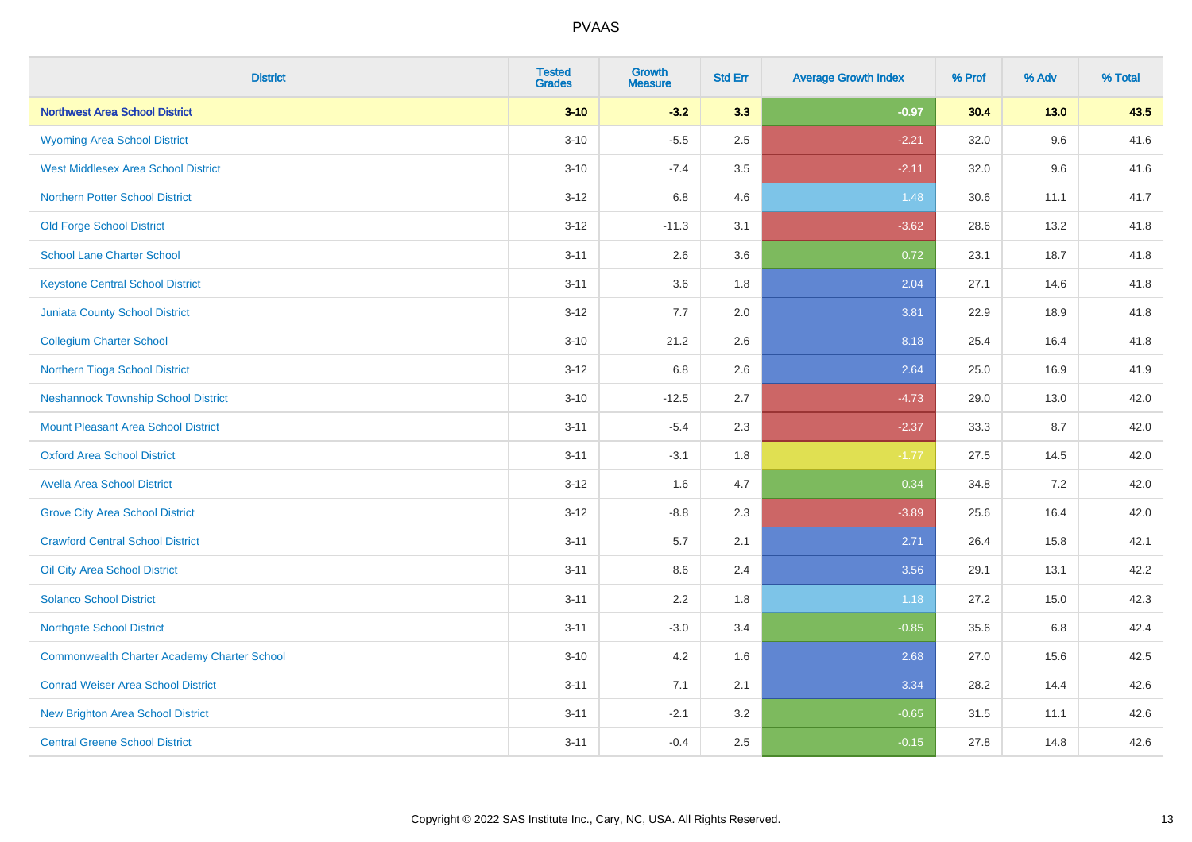# PVAAS

| District | Tested Grades | Growth Measure | Std Err | Average Growth Index | % Prof | % Adv | % Total |
|---|---|---|---|---|---|---|---|
| **Northwest Area School District** | **3-10** | **-3.2** | **3.3** | **-0.97** | **30.4** | **13.0** | **43.5** |
| Wyoming Area School District | 3-10 | -5.5 | 2.5 | -2.21 | 32.0 | 9.6 | 41.6 |
| West Middlesex Area School District | 3-10 | -7.4 | 3.5 | -2.11 | 32.0 | 9.6 | 41.6 |
| Northern Potter School District | 3-12 | 6.8 | 4.6 | 1.48 | 30.6 | 11.1 | 41.7 |
| Old Forge School District | 3-12 | -11.3 | 3.1 | -3.62 | 28.6 | 13.2 | 41.8 |
| School Lane Charter School | 3-11 | 2.6 | 3.6 | 0.72 | 23.1 | 18.7 | 41.8 |
| Keystone Central School District | 3-11 | 3.6 | 1.8 | 2.04 | 27.1 | 14.6 | 41.8 |
| Juniata County School District | 3-12 | 7.7 | 2.0 | 3.81 | 22.9 | 18.9 | 41.8 |
| Collegium Charter School | 3-10 | 21.2 | 2.6 | 8.18 | 25.4 | 16.4 | 41.8 |
| Northern Tioga School District | 3-12 | 6.8 | 2.6 | 2.64 | 25.0 | 16.9 | 41.9 |
| Neshannock Township School District | 3-10 | -12.5 | 2.7 | -4.73 | 29.0 | 13.0 | 42.0 |
| Mount Pleasant Area School District | 3-11 | -5.4 | 2.3 | -2.37 | 33.3 | 8.7 | 42.0 |
| Oxford Area School District | 3-11 | -3.1 | 1.8 | -1.77 | 27.5 | 14.5 | 42.0 |
| Avella Area School District | 3-12 | 1.6 | 4.7 | 0.34 | 34.8 | 7.2 | 42.0 |
| Grove City Area School District | 3-12 | -8.8 | 2.3 | -3.89 | 25.6 | 16.4 | 42.0 |
| Crawford Central School District | 3-11 | 5.7 | 2.1 | 2.71 | 26.4 | 15.8 | 42.1 |
| Oil City Area School District | 3-11 | 8.6 | 2.4 | 3.56 | 29.1 | 13.1 | 42.2 |
| Solanco School District | 3-11 | 2.2 | 1.8 | 1.18 | 27.2 | 15.0 | 42.3 |
| Northgate School District | 3-11 | -3.0 | 3.4 | -0.85 | 35.6 | 6.8 | 42.4 |
| Commonwealth Charter Academy Charter School | 3-10 | 4.2 | 1.6 | 2.68 | 27.0 | 15.6 | 42.5 |
| Conrad Weiser Area School District | 3-11 | 7.1 | 2.1 | 3.34 | 28.2 | 14.4 | 42.6 |
| New Brighton Area School District | 3-11 | -2.1 | 3.2 | -0.65 | 31.5 | 11.1 | 42.6 |
| Central Greene School District | 3-11 | -0.4 | 2.5 | -0.15 | 27.8 | 14.8 | 42.6 |

Copyright © 2022 SAS Institute Inc., Cary, NC, USA. All Rights Reserved.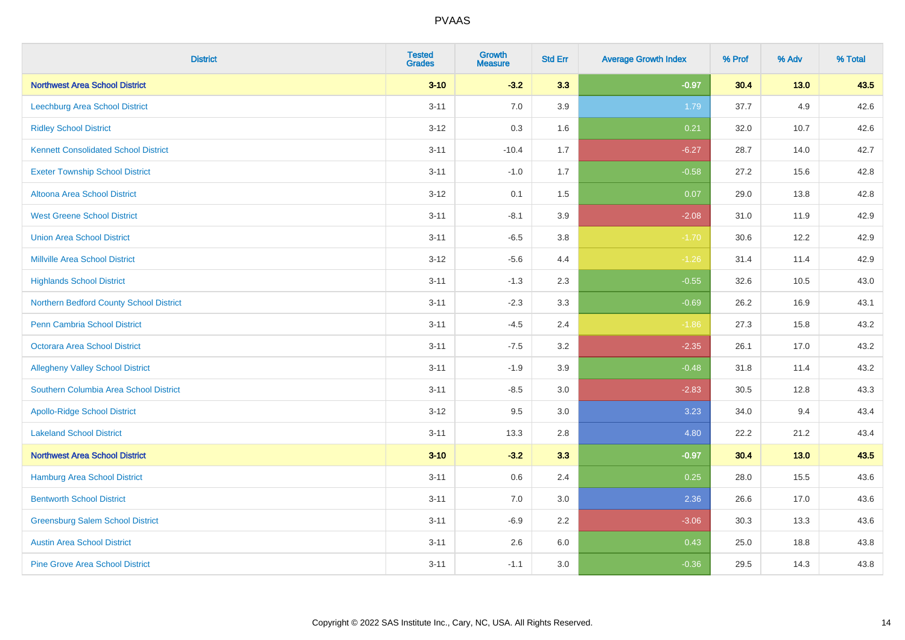| District | Tested Grades | Growth Measure | Std Err | Average Growth Index | % Prof | % Adv | % Total |
|---|---|---|---|---|---|---|---|
| **Northwest Area School District** | **3-10** | **-3.2** | **3.3** | **-0.97** | **30.4** | **13.0** | **43.5** |
| Leechburg Area School District | 3-11 | 7.0 | 3.9 | 1.79 | 37.7 | 4.9 | 42.6 |
| Ridley School District | 3-12 | 0.3 | 1.6 | 0.21 | 32.0 | 10.7 | 42.6 |
| Kennett Consolidated School District | 3-11 | -10.4 | 1.7 | -6.27 | 28.7 | 14.0 | 42.7 |
| Exeter Township School District | 3-11 | -1.0 | 1.7 | -0.58 | 27.2 | 15.6 | 42.8 |
| Altoona Area School District | 3-12 | 0.1 | 1.5 | 0.07 | 29.0 | 13.8 | 42.8 |
| West Greene School District | 3-11 | -8.1 | 3.9 | -2.08 | 31.0 | 11.9 | 42.9 |
| Union Area School District | 3-11 | -6.5 | 3.8 | -1.70 | 30.6 | 12.2 | 42.9 |
| Millville Area School District | 3-12 | -5.6 | 4.4 | -1.26 | 31.4 | 11.4 | 42.9 |
| Highlands School District | 3-11 | -1.3 | 2.3 | -0.55 | 32.6 | 10.5 | 43.0 |
| Northern Bedford County School District | 3-11 | -2.3 | 3.3 | -0.69 | 26.2 | 16.9 | 43.1 |
| Penn Cambria School District | 3-11 | -4.5 | 2.4 | -1.86 | 27.3 | 15.8 | 43.2 |
| Octorara Area School District | 3-11 | -7.5 | 3.2 | -2.35 | 26.1 | 17.0 | 43.2 |
| Allegheny Valley School District | 3-11 | -1.9 | 3.9 | -0.48 | 31.8 | 11.4 | 43.2 |
| Southern Columbia Area School District | 3-11 | -8.5 | 3.0 | -2.83 | 30.5 | 12.8 | 43.3 |
| Apollo-Ridge School District | 3-12 | 9.5 | 3.0 | 3.23 | 34.0 | 9.4 | 43.4 |
| Lakeland School District | 3-11 | 13.3 | 2.8 | 4.80 | 22.2 | 21.2 | 43.4 |
| **Northwest Area School District** | **3-10** | **-3.2** | **3.3** | **-0.97** | **30.4** | **13.0** | **43.5** |
| Hamburg Area School District | 3-11 | 0.6 | 2.4 | 0.25 | 28.0 | 15.5 | 43.6 |
| Bentworth School District | 3-11 | 7.0 | 3.0 | 2.36 | 26.6 | 17.0 | 43.6 |
| Greensburg Salem School District | 3-11 | -6.9 | 2.2 | -3.06 | 30.3 | 13.3 | 43.6 |
| Austin Area School District | 3-11 | 2.6 | 6.0 | 0.43 | 25.0 | 18.8 | 43.8 |
| Pine Grove Area School District | 3-11 | -1.1 | 3.0 | -0.36 | 29.5 | 14.3 | 43.8 |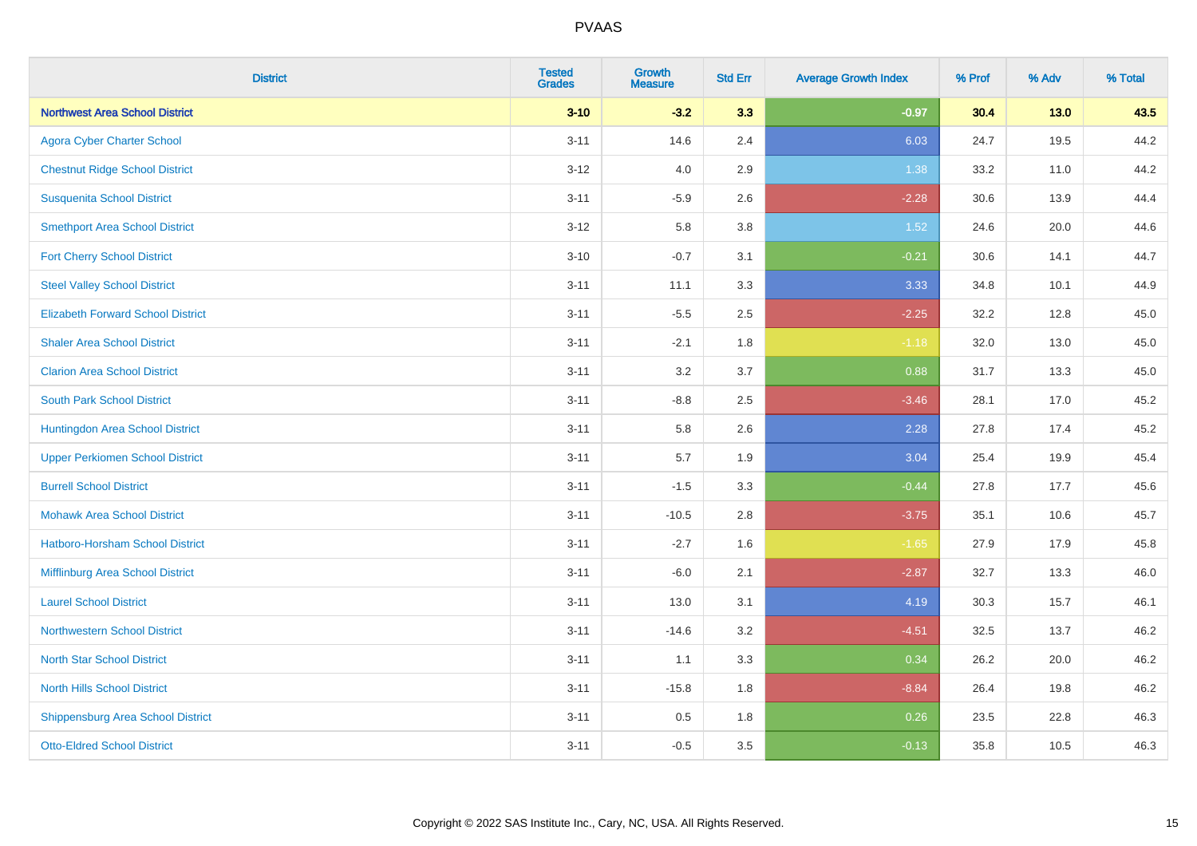| District | Tested Grades | Growth Measure | Std Err | Average Growth Index | % Prof | % Adv | % Total |
|---|---|---|---|---|---|---|---|
| **Northwest Area School District** | **3-10** | **-3.2** | **3.3** | **-0.97** | **30.4** | **13.0** | **43.5** |
| Agora Cyber Charter School | 3-11 | 14.6 | 2.4 | 6.03 | 24.7 | 19.5 | 44.2 |
| Chestnut Ridge School District | 3-12 | 4.0 | 2.9 | 1.38 | 33.2 | 11.0 | 44.2 |
| Susquenita School District | 3-11 | -5.9 | 2.6 | -2.28 | 30.6 | 13.9 | 44.4 |
| Smethport Area School District | 3-12 | 5.8 | 3.8 | 1.52 | 24.6 | 20.0 | 44.6 |
| Fort Cherry School District | 3-10 | -0.7 | 3.1 | -0.21 | 30.6 | 14.1 | 44.7 |
| Steel Valley School District | 3-11 | 11.1 | 3.3 | 3.33 | 34.8 | 10.1 | 44.9 |
| Elizabeth Forward School District | 3-11 | -5.5 | 2.5 | -2.25 | 32.2 | 12.8 | 45.0 |
| Shaler Area School District | 3-11 | -2.1 | 1.8 | -1.18 | 32.0 | 13.0 | 45.0 |
| Clarion Area School District | 3-11 | 3.2 | 3.7 | 0.88 | 31.7 | 13.3 | 45.0 |
| South Park School District | 3-11 | -8.8 | 2.5 | -3.46 | 28.1 | 17.0 | 45.2 |
| Huntingdon Area School District | 3-11 | 5.8 | 2.6 | 2.28 | 27.8 | 17.4 | 45.2 |
| Upper Perkiomen School District | 3-11 | 5.7 | 1.9 | 3.04 | 25.4 | 19.9 | 45.4 |
| Burrell School District | 3-11 | -1.5 | 3.3 | -0.44 | 27.8 | 17.7 | 45.6 |
| Mohawk Area School District | 3-11 | -10.5 | 2.8 | -3.75 | 35.1 | 10.6 | 45.7 |
| Hatboro-Horsham School District | 3-11 | -2.7 | 1.6 | -1.65 | 27.9 | 17.9 | 45.8 |
| Mifflinburg Area School District | 3-11 | -6.0 | 2.1 | -2.87 | 32.7 | 13.3 | 46.0 |
| Laurel School District | 3-11 | 13.0 | 3.1 | 4.19 | 30.3 | 15.7 | 46.1 |
| Northwestern School District | 3-11 | -14.6 | 3.2 | -4.51 | 32.5 | 13.7 | 46.2 |
| North Star School District | 3-11 | 1.1 | 3.3 | 0.34 | 26.2 | 20.0 | 46.2 |
| North Hills School District | 3-11 | -15.8 | 1.8 | -8.84 | 26.4 | 19.8 | 46.2 |
| Shippensburg Area School District | 3-11 | 0.5 | 1.8 | 0.26 | 23.5 | 22.8 | 46.3 |
| Otto-Eldred School District | 3-11 | -0.5 | 3.5 | -0.13 | 35.8 | 10.5 | 46.3 |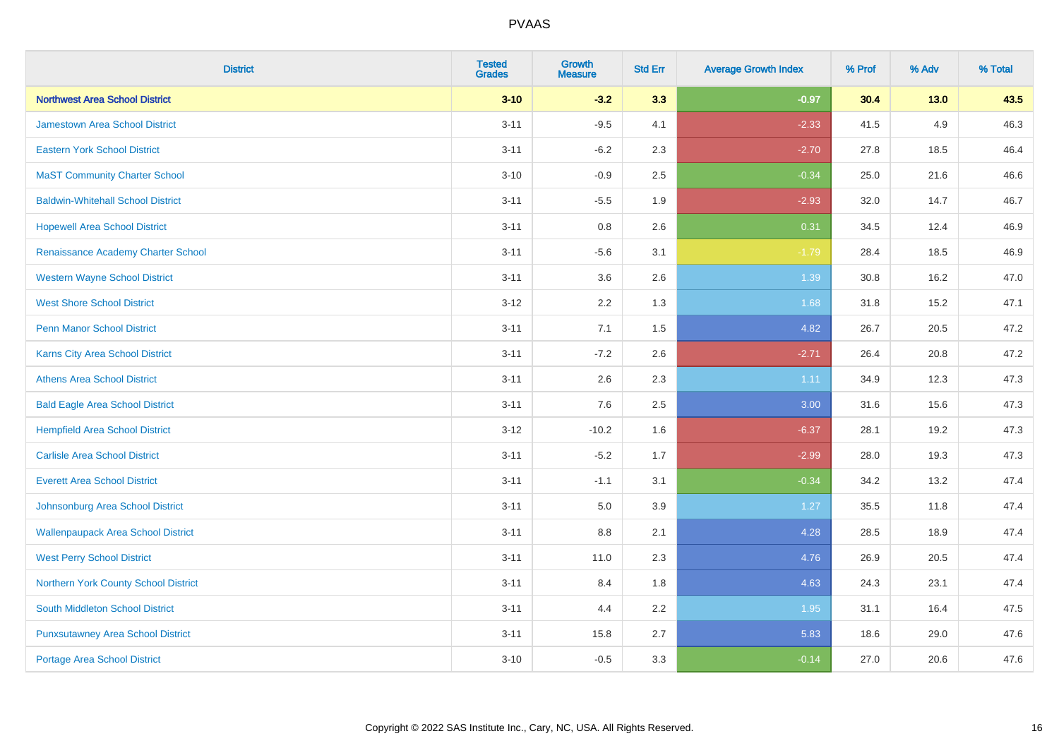# PVAAS

| District | Tested Grades | Growth Measure | Std Err | Average Growth Index | % Prof | % Adv | % Total |
|---|---|---|---|---|---|---|---|
| **Northwest Area School District** | **3-10** | **-3.2** | **3.3** | **-0.97** | **30.4** | **13.0** | **43.5** |
| Jamestown Area School District | 3-11 | -9.5 | 4.1 | -2.33 | 41.5 | 4.9 | 46.3 |
| Eastern York School District | 3-11 | -6.2 | 2.3 | -2.70 | 27.8 | 18.5 | 46.4 |
| MaST Community Charter School | 3-10 | -0.9 | 2.5 | -0.34 | 25.0 | 21.6 | 46.6 |
| Baldwin-Whitehall School District | 3-11 | -5.5 | 1.9 | -2.93 | 32.0 | 14.7 | 46.7 |
| Hopewell Area School District | 3-11 | 0.8 | 2.6 | 0.31 | 34.5 | 12.4 | 46.9 |
| Renaissance Academy Charter School | 3-11 | -5.6 | 3.1 | -1.79 | 28.4 | 18.5 | 46.9 |
| Western Wayne School District | 3-11 | 3.6 | 2.6 | 1.39 | 30.8 | 16.2 | 47.0 |
| West Shore School District | 3-12 | 2.2 | 1.3 | 1.68 | 31.8 | 15.2 | 47.1 |
| Penn Manor School District | 3-11 | 7.1 | 1.5 | 4.82 | 26.7 | 20.5 | 47.2 |
| Karns City Area School District | 3-11 | -7.2 | 2.6 | -2.71 | 26.4 | 20.8 | 47.2 |
| Athens Area School District | 3-11 | 2.6 | 2.3 | 1.11 | 34.9 | 12.3 | 47.3 |
| Bald Eagle Area School District | 3-11 | 7.6 | 2.5 | 3.00 | 31.6 | 15.6 | 47.3 |
| Hempfield Area School District | 3-12 | -10.2 | 1.6 | -6.37 | 28.1 | 19.2 | 47.3 |
| Carlisle Area School District | 3-11 | -5.2 | 1.7 | -2.99 | 28.0 | 19.3 | 47.3 |
| Everett Area School District | 3-11 | -1.1 | 3.1 | -0.34 | 34.2 | 13.2 | 47.4 |
| Johnsonburg Area School District | 3-11 | 5.0 | 3.9 | 1.27 | 35.5 | 11.8 | 47.4 |
| Wallenpaupack Area School District | 3-11 | 8.8 | 2.1 | 4.28 | 28.5 | 18.9 | 47.4 |
| West Perry School District | 3-11 | 11.0 | 2.3 | 4.76 | 26.9 | 20.5 | 47.4 |
| Northern York County School District | 3-11 | 8.4 | 1.8 | 4.63 | 24.3 | 23.1 | 47.4 |
| South Middleton School District | 3-11 | 4.4 | 2.2 | 1.95 | 31.1 | 16.4 | 47.5 |
| Punxsutawney Area School District | 3-11 | 15.8 | 2.7 | 5.83 | 18.6 | 29.0 | 47.6 |
| Portage Area School District | 3-10 | -0.5 | 3.3 | -0.14 | 27.0 | 20.6 | 47.6 |

Copyright © 2022 SAS Institute Inc., Cary, NC, USA. All Rights Reserved.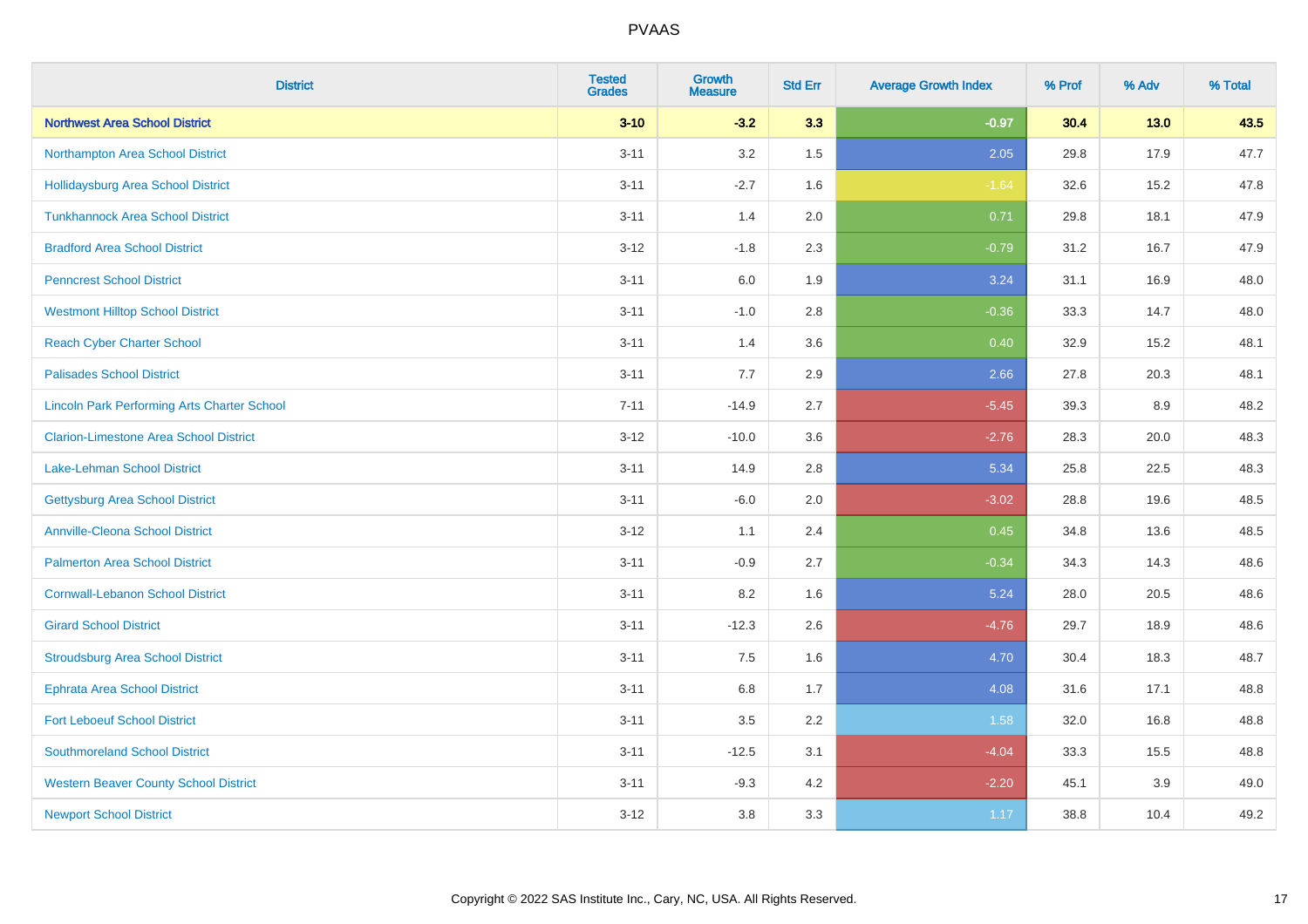PVAAS

| District | Tested Grades | Growth Measure | Std Err | Average Growth Index | % Prof | % Adv | % Total |
|---|---|---|---|---|---|---|---|
| **Northwest Area School District** | **3-10** | **-3.2** | **3.3** | **-0.97** | **30.4** | **13.0** | **43.5** |
| Northampton Area School District | 3-11 | 3.2 | 1.5 | 2.05 | 29.8 | 17.9 | 47.7 |
| Hollidaysburg Area School District | 3-11 | -2.7 | 1.6 | -1.64 | 32.6 | 15.2 | 47.8 |
| Tunkhannock Area School District | 3-11 | 1.4 | 2.0 | 0.71 | 29.8 | 18.1 | 47.9 |
| Bradford Area School District | 3-12 | -1.8 | 2.3 | -0.79 | 31.2 | 16.7 | 47.9 |
| Penncrest School District | 3-11 | 6.0 | 1.9 | 3.24 | 31.1 | 16.9 | 48.0 |
| Westmont Hilltop School District | 3-11 | -1.0 | 2.8 | -0.36 | 33.3 | 14.7 | 48.0 |
| Reach Cyber Charter School | 3-11 | 1.4 | 3.6 | 0.40 | 32.9 | 15.2 | 48.1 |
| Palisades School District | 3-11 | 7.7 | 2.9 | 2.66 | 27.8 | 20.3 | 48.1 |
| Lincoln Park Performing Arts Charter School | 7-11 | -14.9 | 2.7 | -5.45 | 39.3 | 8.9 | 48.2 |
| Clarion-Limestone Area School District | 3-12 | -10.0 | 3.6 | -2.76 | 28.3 | 20.0 | 48.3 |
| Lake-Lehman School District | 3-11 | 14.9 | 2.8 | 5.34 | 25.8 | 22.5 | 48.3 |
| Gettysburg Area School District | 3-11 | -6.0 | 2.0 | -3.02 | 28.8 | 19.6 | 48.5 |
| Annville-Cleona School District | 3-12 | 1.1 | 2.4 | 0.45 | 34.8 | 13.6 | 48.5 |
| Palmerton Area School District | 3-11 | -0.9 | 2.7 | -0.34 | 34.3 | 14.3 | 48.6 |
| Cornwall-Lebanon School District | 3-11 | 8.2 | 1.6 | 5.24 | 28.0 | 20.5 | 48.6 |
| Girard School District | 3-11 | -12.3 | 2.6 | -4.76 | 29.7 | 18.9 | 48.6 |
| Stroudsburg Area School District | 3-11 | 7.5 | 1.6 | 4.70 | 30.4 | 18.3 | 48.7 |
| Ephrata Area School District | 3-11 | 6.8 | 1.7 | 4.08 | 31.6 | 17.1 | 48.8 |
| Fort Leboeuf School District | 3-11 | 3.5 | 2.2 | 1.58 | 32.0 | 16.8 | 48.8 |
| Southmoreland School District | 3-11 | -12.5 | 3.1 | -4.04 | 33.3 | 15.5 | 48.8 |
| Western Beaver County School District | 3-11 | -9.3 | 4.2 | -2.20 | 45.1 | 3.9 | 49.0 |
| Newport School District | 3-12 | 3.8 | 3.3 | 1.17 | 38.8 | 10.4 | 49.2 |

Copyright © 2022 SAS Institute Inc., Cary, NC, USA. All Rights Reserved.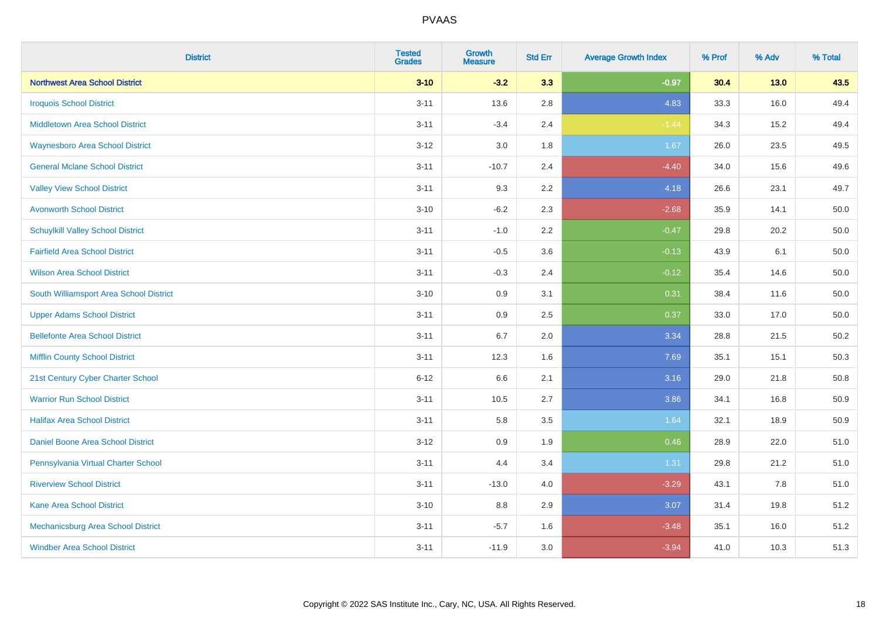| District | Tested Grades | Growth Measure | Std Err | Average Growth Index | % Prof | % Adv | % Total |
|---|---|---|---|---|---|---|---|
| **Northwest Area School District** | **3-10** | **-3.2** | **3.3** | **-0.97** | **30.4** | **13.0** | **43.5** |
| Iroquois School District | 3-11 | 13.6 | 2.8 | 4.83 | 33.3 | 16.0 | 49.4 |
| Middletown Area School District | 3-11 | -3.4 | 2.4 | -1.44 | 34.3 | 15.2 | 49.4 |
| Waynesboro Area School District | 3-12 | 3.0 | 1.8 | 1.67 | 26.0 | 23.5 | 49.5 |
| General Mclane School District | 3-11 | -10.7 | 2.4 | -4.40 | 34.0 | 15.6 | 49.6 |
| Valley View School District | 3-11 | 9.3 | 2.2 | 4.18 | 26.6 | 23.1 | 49.7 |
| Avonworth School District | 3-10 | -6.2 | 2.3 | -2.68 | 35.9 | 14.1 | 50.0 |
| Schuylkill Valley School District | 3-11 | -1.0 | 2.2 | -0.47 | 29.8 | 20.2 | 50.0 |
| Fairfield Area School District | 3-11 | -0.5 | 3.6 | -0.13 | 43.9 | 6.1 | 50.0 |
| Wilson Area School District | 3-11 | -0.3 | 2.4 | -0.12 | 35.4 | 14.6 | 50.0 |
| South Williamsport Area School District | 3-10 | 0.9 | 3.1 | 0.31 | 38.4 | 11.6 | 50.0 |
| Upper Adams School District | 3-11 | 0.9 | 2.5 | 0.37 | 33.0 | 17.0 | 50.0 |
| Bellefonte Area School District | 3-11 | 6.7 | 2.0 | 3.34 | 28.8 | 21.5 | 50.2 |
| Mifflin County School District | 3-11 | 12.3 | 1.6 | 7.69 | 35.1 | 15.1 | 50.3 |
| 21st Century Cyber Charter School | 6-12 | 6.6 | 2.1 | 3.16 | 29.0 | 21.8 | 50.8 |
| Warrior Run School District | 3-11 | 10.5 | 2.7 | 3.86 | 34.1 | 16.8 | 50.9 |
| Halifax Area School District | 3-11 | 5.8 | 3.5 | 1.64 | 32.1 | 18.9 | 50.9 |
| Daniel Boone Area School District | 3-12 | 0.9 | 1.9 | 0.46 | 28.9 | 22.0 | 51.0 |
| Pennsylvania Virtual Charter School | 3-11 | 4.4 | 3.4 | 1.31 | 29.8 | 21.2 | 51.0 |
| Riverview School District | 3-11 | -13.0 | 4.0 | -3.29 | 43.1 | 7.8 | 51.0 |
| Kane Area School District | 3-10 | 8.8 | 2.9 | 3.07 | 31.4 | 19.8 | 51.2 |
| Mechanicsburg Area School District | 3-11 | -5.7 | 1.6 | -3.48 | 35.1 | 16.0 | 51.2 |
| Windber Area School District | 3-11 | -11.9 | 3.0 | -3.94 | 41.0 | 10.3 | 51.3 |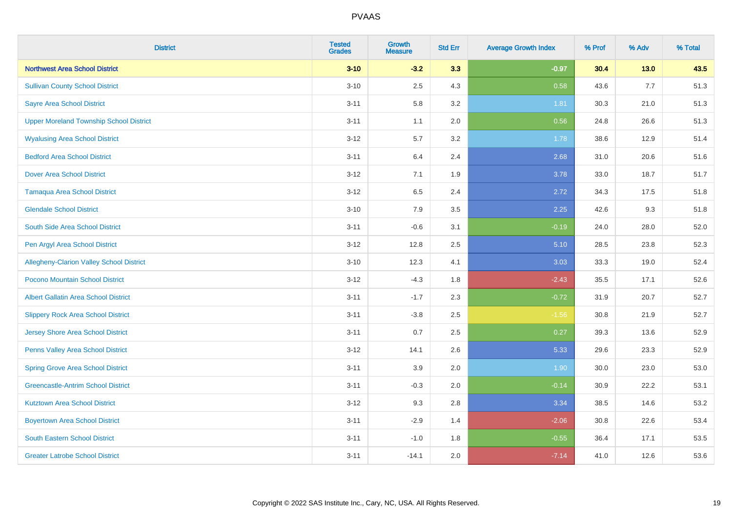# PVAAS

| District | Tested Grades | Growth Measure | Std Err | Average Growth Index | % Prof | % Adv | % Total |
|---|---|---|---|---|---|---|---|
| **Northwest Area School District** | **3-10** | **-3.2** | **3.3** | **-0.97** | **30.4** | **13.0** | **43.5** |
| Sullivan County School District | 3-10 | 2.5 | 4.3 | 0.58 | 43.6 | 7.7 | 51.3 |
| Sayre Area School District | 3-11 | 5.8 | 3.2 | 1.81 | 30.3 | 21.0 | 51.3 |
| Upper Moreland Township School District | 3-11 | 1.1 | 2.0 | 0.56 | 24.8 | 26.6 | 51.3 |
| Wyalusing Area School District | 3-12 | 5.7 | 3.2 | 1.78 | 38.6 | 12.9 | 51.4 |
| Bedford Area School District | 3-11 | 6.4 | 2.4 | 2.68 | 31.0 | 20.6 | 51.6 |
| Dover Area School District | 3-12 | 7.1 | 1.9 | 3.78 | 33.0 | 18.7 | 51.7 |
| Tamaqua Area School District | 3-12 | 6.5 | 2.4 | 2.72 | 34.3 | 17.5 | 51.8 |
| Glendale School District | 3-10 | 7.9 | 3.5 | 2.25 | 42.6 | 9.3 | 51.8 |
| South Side Area School District | 3-11 | -0.6 | 3.1 | -0.19 | 24.0 | 28.0 | 52.0 |
| Pen Argyl Area School District | 3-12 | 12.8 | 2.5 | 5.10 | 28.5 | 23.8 | 52.3 |
| Allegheny-Clarion Valley School District | 3-10 | 12.3 | 4.1 | 3.03 | 33.3 | 19.0 | 52.4 |
| Pocono Mountain School District | 3-12 | -4.3 | 1.8 | -2.43 | 35.5 | 17.1 | 52.6 |
| Albert Gallatin Area School District | 3-11 | -1.7 | 2.3 | -0.72 | 31.9 | 20.7 | 52.7 |
| Slippery Rock Area School District | 3-11 | -3.8 | 2.5 | -1.56 | 30.8 | 21.9 | 52.7 |
| Jersey Shore Area School District | 3-11 | 0.7 | 2.5 | 0.27 | 39.3 | 13.6 | 52.9 |
| Penns Valley Area School District | 3-12 | 14.1 | 2.6 | 5.33 | 29.6 | 23.3 | 52.9 |
| Spring Grove Area School District | 3-11 | 3.9 | 2.0 | 1.90 | 30.0 | 23.0 | 53.0 |
| Greencastle-Antrim School District | 3-11 | -0.3 | 2.0 | -0.14 | 30.9 | 22.2 | 53.1 |
| Kutztown Area School District | 3-12 | 9.3 | 2.8 | 3.34 | 38.5 | 14.6 | 53.2 |
| Boyertown Area School District | 3-11 | -2.9 | 1.4 | -2.06 | 30.8 | 22.6 | 53.4 |
| South Eastern School District | 3-11 | -1.0 | 1.8 | -0.55 | 36.4 | 17.1 | 53.5 |
| Greater Latrobe School District | 3-11 | -14.1 | 2.0 | -7.14 | 41.0 | 12.6 | 53.6 |

Copyright © 2022 SAS Institute Inc., Cary, NC, USA. All Rights Reserved.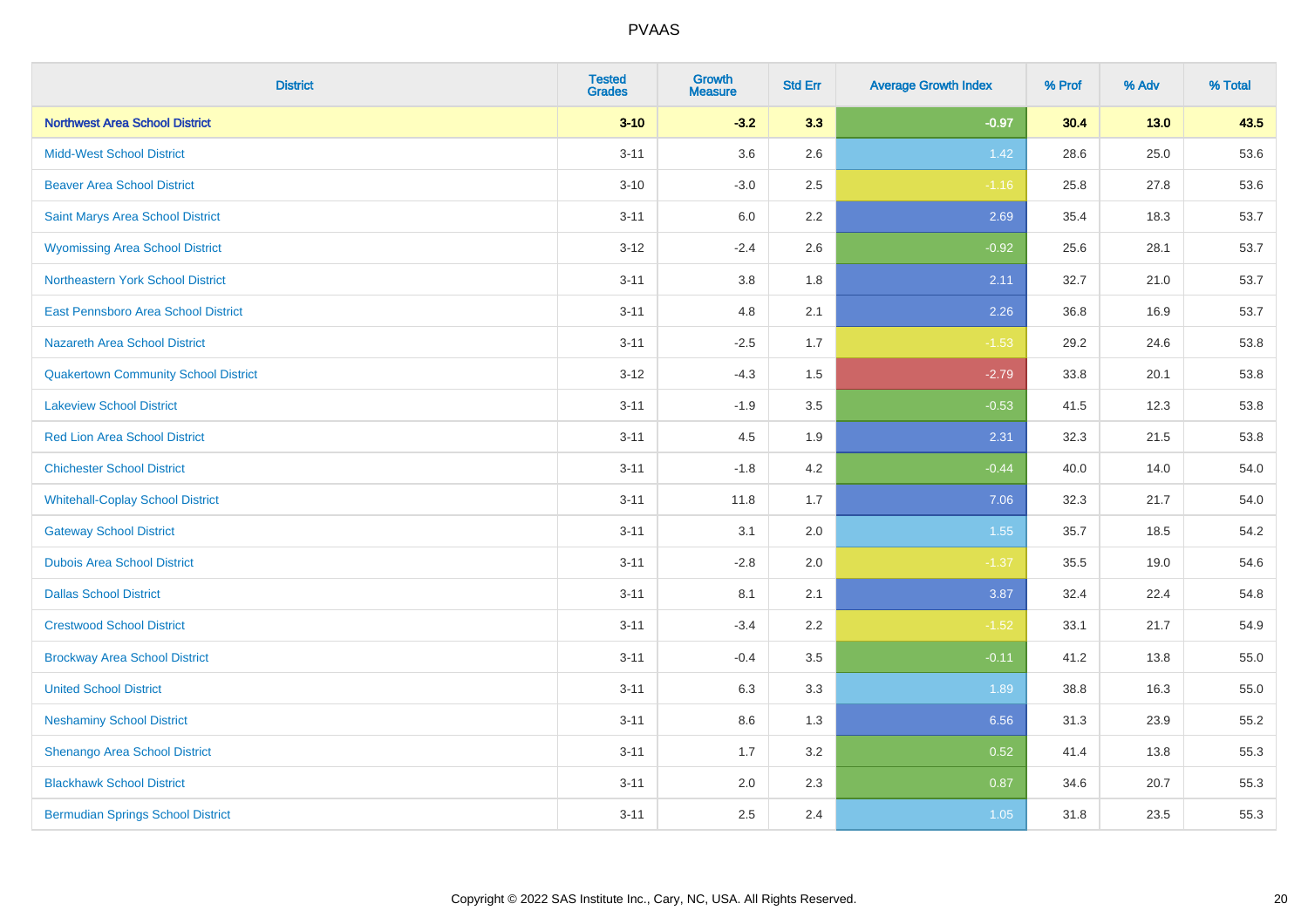| District | Tested Grades | Growth Measure | Std Err | Average Growth Index | % Prof | % Adv | % Total |
|---|---|---|---|---|---|---|---|
| **Northwest Area School District** | **3-10** | **-3.2** | **3.3** | **-0.97** | **30.4** | **13.0** | **43.5** |
| Midd-West School District | 3-11 | 3.6 | 2.6 | 1.42 | 28.6 | 25.0 | 53.6 |
| Beaver Area School District | 3-10 | -3.0 | 2.5 | -1.16 | 25.8 | 27.8 | 53.6 |
| Saint Marys Area School District | 3-11 | 6.0 | 2.2 | 2.69 | 35.4 | 18.3 | 53.7 |
| Wyomissing Area School District | 3-12 | -2.4 | 2.6 | -0.92 | 25.6 | 28.1 | 53.7 |
| Northeastern York School District | 3-11 | 3.8 | 1.8 | 2.11 | 32.7 | 21.0 | 53.7 |
| East Pennsboro Area School District | 3-11 | 4.8 | 2.1 | 2.26 | 36.8 | 16.9 | 53.7 |
| Nazareth Area School District | 3-11 | -2.5 | 1.7 | -1.53 | 29.2 | 24.6 | 53.8 |
| Quakertown Community School District | 3-12 | -4.3 | 1.5 | -2.79 | 33.8 | 20.1 | 53.8 |
| Lakeview School District | 3-11 | -1.9 | 3.5 | -0.53 | 41.5 | 12.3 | 53.8 |
| Red Lion Area School District | 3-11 | 4.5 | 1.9 | 2.31 | 32.3 | 21.5 | 53.8 |
| Chichester School District | 3-11 | -1.8 | 4.2 | -0.44 | 40.0 | 14.0 | 54.0 |
| Whitehall-Coplay School District | 3-11 | 11.8 | 1.7 | 7.06 | 32.3 | 21.7 | 54.0 |
| Gateway School District | 3-11 | 3.1 | 2.0 | 1.55 | 35.7 | 18.5 | 54.2 |
| Dubois Area School District | 3-11 | -2.8 | 2.0 | -1.37 | 35.5 | 19.0 | 54.6 |
| Dallas School District | 3-11 | 8.1 | 2.1 | 3.87 | 32.4 | 22.4 | 54.8 |
| Crestwood School District | 3-11 | -3.4 | 2.2 | -1.52 | 33.1 | 21.7 | 54.9 |
| Brockway Area School District | 3-11 | -0.4 | 3.5 | -0.11 | 41.2 | 13.8 | 55.0 |
| United School District | 3-11 | 6.3 | 3.3 | 1.89 | 38.8 | 16.3 | 55.0 |
| Neshaminy School District | 3-11 | 8.6 | 1.3 | 6.56 | 31.3 | 23.9 | 55.2 |
| Shenango Area School District | 3-11 | 1.7 | 3.2 | 0.52 | 41.4 | 13.8 | 55.3 |
| Blackhawk School District | 3-11 | 2.0 | 2.3 | 0.87 | 34.6 | 20.7 | 55.3 |
| Bermudian Springs School District | 3-11 | 2.5 | 2.4 | 1.05 | 31.8 | 23.5 | 55.3 |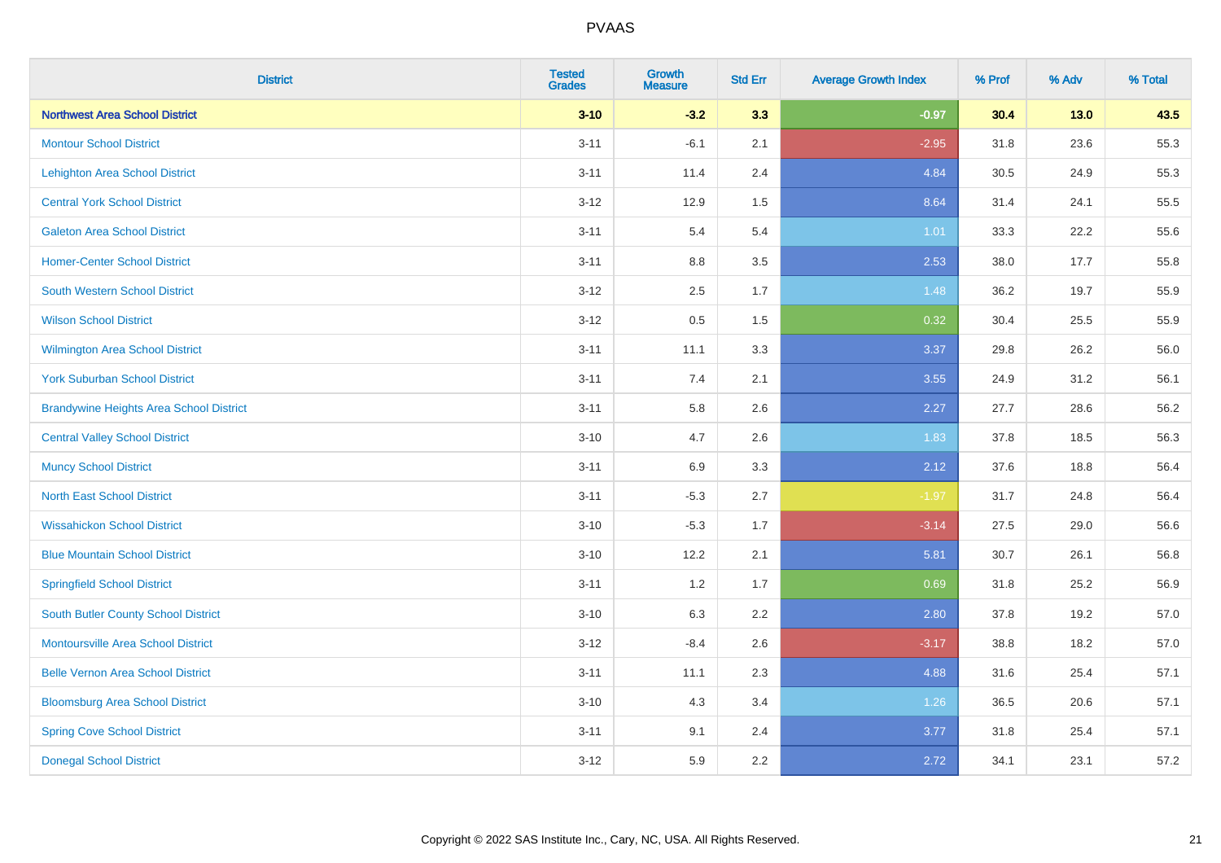# PVAAS

| District | Tested Grades | Growth Measure | Std Err | Average Growth Index | % Prof | % Adv | % Total |
|---|---|---|---|---|---|---|---|
| **Northwest Area School District** | **3-10** | **-3.2** | **3.3** | **-0.97** | **30.4** | **13.0** | **43.5** |
| Montour School District | 3-11 | -6.1 | 2.1 | -2.95 | 31.8 | 23.6 | 55.3 |
| Lehighton Area School District | 3-11 | 11.4 | 2.4 | 4.84 | 30.5 | 24.9 | 55.3 |
| Central York School District | 3-12 | 12.9 | 1.5 | 8.64 | 31.4 | 24.1 | 55.5 |
| Galeton Area School District | 3-11 | 5.4 | 5.4 | 1.01 | 33.3 | 22.2 | 55.6 |
| Homer-Center School District | 3-11 | 8.8 | 3.5 | 2.53 | 38.0 | 17.7 | 55.8 |
| South Western School District | 3-12 | 2.5 | 1.7 | 1.48 | 36.2 | 19.7 | 55.9 |
| Wilson School District | 3-12 | 0.5 | 1.5 | 0.32 | 30.4 | 25.5 | 55.9 |
| Wilmington Area School District | 3-11 | 11.1 | 3.3 | 3.37 | 29.8 | 26.2 | 56.0 |
| York Suburban School District | 3-11 | 7.4 | 2.1 | 3.55 | 24.9 | 31.2 | 56.1 |
| Brandywine Heights Area School District | 3-11 | 5.8 | 2.6 | 2.27 | 27.7 | 28.6 | 56.2 |
| Central Valley School District | 3-10 | 4.7 | 2.6 | 1.83 | 37.8 | 18.5 | 56.3 |
| Muncy School District | 3-11 | 6.9 | 3.3 | 2.12 | 37.6 | 18.8 | 56.4 |
| North East School District | 3-11 | -5.3 | 2.7 | -1.97 | 31.7 | 24.8 | 56.4 |
| Wissahickon School District | 3-10 | -5.3 | 1.7 | -3.14 | 27.5 | 29.0 | 56.6 |
| Blue Mountain School District | 3-10 | 12.2 | 2.1 | 5.81 | 30.7 | 26.1 | 56.8 |
| Springfield School District | 3-11 | 1.2 | 1.7 | 0.69 | 31.8 | 25.2 | 56.9 |
| South Butler County School District | 3-10 | 6.3 | 2.2 | 2.80 | 37.8 | 19.2 | 57.0 |
| Montoursville Area School District | 3-12 | -8.4 | 2.6 | -3.17 | 38.8 | 18.2 | 57.0 |
| Belle Vernon Area School District | 3-11 | 11.1 | 2.3 | 4.88 | 31.6 | 25.4 | 57.1 |
| Bloomsburg Area School District | 3-10 | 4.3 | 3.4 | 1.26 | 36.5 | 20.6 | 57.1 |
| Spring Cove School District | 3-11 | 9.1 | 2.4 | 3.77 | 31.8 | 25.4 | 57.1 |
| Donegal School District | 3-12 | 5.9 | 2.2 | 2.72 | 34.1 | 23.1 | 57.2 |

Copyright © 2022 SAS Institute Inc., Cary, NC, USA. All Rights Reserved.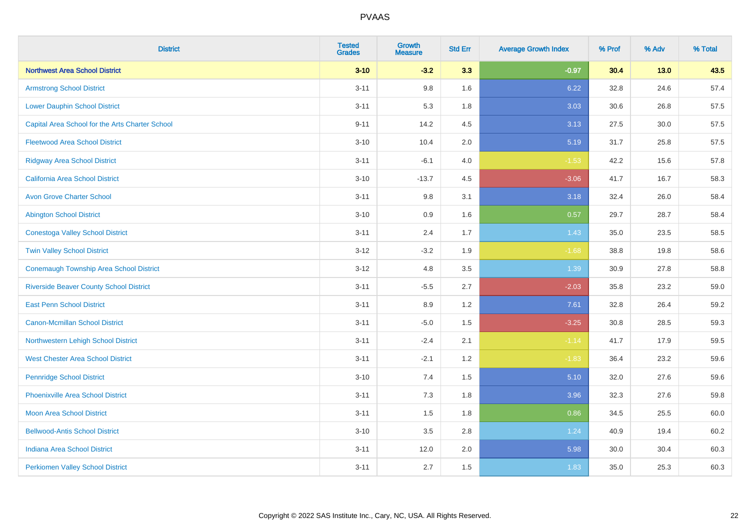| District | Tested Grades | Growth Measure | Std Err | Average Growth Index | % Prof | % Adv | % Total |
|---|---|---|---|---|---|---|---|
| **Northwest Area School District** | **3-10** | **-3.2** | **3.3** | **-0.97** | **30.4** | **13.0** | **43.5** |
| Armstrong School District | 3-11 | 9.8 | 1.6 | 6.22 | 32.8 | 24.6 | 57.4 |
| Lower Dauphin School District | 3-11 | 5.3 | 1.8 | 3.03 | 30.6 | 26.8 | 57.5 |
| Capital Area School for the Arts Charter School | 9-11 | 14.2 | 4.5 | 3.13 | 27.5 | 30.0 | 57.5 |
| Fleetwood Area School District | 3-10 | 10.4 | 2.0 | 5.19 | 31.7 | 25.8 | 57.5 |
| Ridgway Area School District | 3-11 | -6.1 | 4.0 | -1.53 | 42.2 | 15.6 | 57.8 |
| California Area School District | 3-10 | -13.7 | 4.5 | -3.06 | 41.7 | 16.7 | 58.3 |
| Avon Grove Charter School | 3-11 | 9.8 | 3.1 | 3.18 | 32.4 | 26.0 | 58.4 |
| Abington School District | 3-10 | 0.9 | 1.6 | 0.57 | 29.7 | 28.7 | 58.4 |
| Conestoga Valley School District | 3-11 | 2.4 | 1.7 | 1.43 | 35.0 | 23.5 | 58.5 |
| Twin Valley School District | 3-12 | -3.2 | 1.9 | -1.68 | 38.8 | 19.8 | 58.6 |
| Conemaugh Township Area School District | 3-12 | 4.8 | 3.5 | 1.39 | 30.9 | 27.8 | 58.8 |
| Riverside Beaver County School District | 3-11 | -5.5 | 2.7 | -2.03 | 35.8 | 23.2 | 59.0 |
| East Penn School District | 3-11 | 8.9 | 1.2 | 7.61 | 32.8 | 26.4 | 59.2 |
| Canon-Mcmillan School District | 3-11 | -5.0 | 1.5 | -3.25 | 30.8 | 28.5 | 59.3 |
| Northwestern Lehigh School District | 3-11 | -2.4 | 2.1 | -1.14 | 41.7 | 17.9 | 59.5 |
| West Chester Area School District | 3-11 | -2.1 | 1.2 | -1.83 | 36.4 | 23.2 | 59.6 |
| Pennridge School District | 3-10 | 7.4 | 1.5 | 5.10 | 32.0 | 27.6 | 59.6 |
| Phoenixville Area School District | 3-11 | 7.3 | 1.8 | 3.96 | 32.3 | 27.6 | 59.8 |
| Moon Area School District | 3-11 | 1.5 | 1.8 | 0.86 | 34.5 | 25.5 | 60.0 |
| Bellwood-Antis School District | 3-10 | 3.5 | 2.8 | 1.24 | 40.9 | 19.4 | 60.2 |
| Indiana Area School District | 3-11 | 12.0 | 2.0 | 5.98 | 30.0 | 30.4 | 60.3 |
| Perkiomen Valley School District | 3-11 | 2.7 | 1.5 | 1.83 | 35.0 | 25.3 | 60.3 |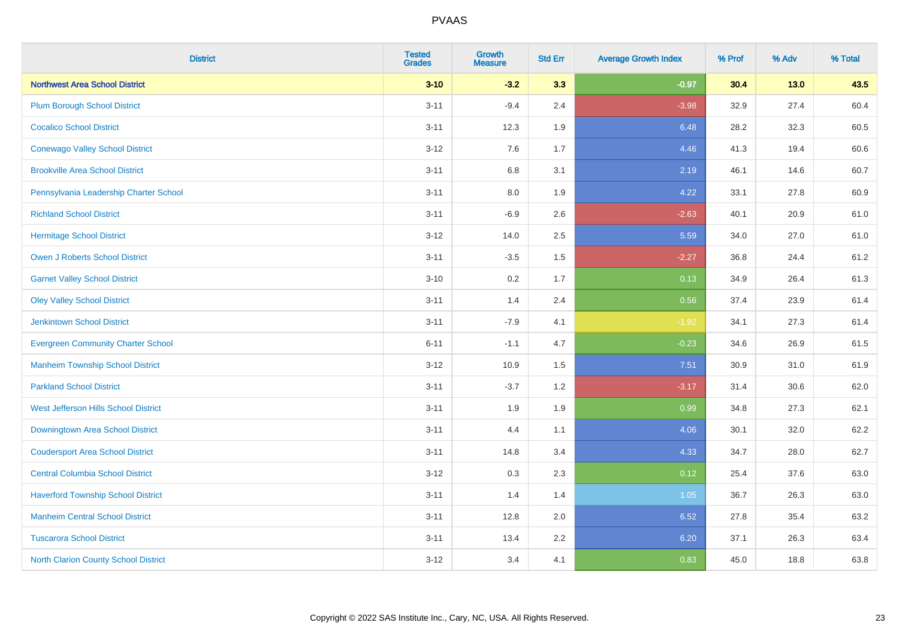# PVAAS

| District | Tested Grades | Growth Measure | Std Err | Average Growth Index | % Prof | % Adv | % Total |
|---|---|---|---|---|---|---|---|
| **Northwest Area School District** | **3-10** | **-3.2** | **3.3** | **-0.97** | **30.4** | **13.0** | **43.5** |
| Plum Borough School District | 3-11 | -9.4 | 2.4 | -3.98 | 32.9 | 27.4 | 60.4 |
| Cocalico School District | 3-11 | 12.3 | 1.9 | 6.48 | 28.2 | 32.3 | 60.5 |
| Conewago Valley School District | 3-12 | 7.6 | 1.7 | 4.46 | 41.3 | 19.4 | 60.6 |
| Brookville Area School District | 3-11 | 6.8 | 3.1 | 2.19 | 46.1 | 14.6 | 60.7 |
| Pennsylvania Leadership Charter School | 3-11 | 8.0 | 1.9 | 4.22 | 33.1 | 27.8 | 60.9 |
| Richland School District | 3-11 | -6.9 | 2.6 | -2.63 | 40.1 | 20.9 | 61.0 |
| Hermitage School District | 3-12 | 14.0 | 2.5 | 5.59 | 34.0 | 27.0 | 61.0 |
| Owen J Roberts School District | 3-11 | -3.5 | 1.5 | -2.27 | 36.8 | 24.4 | 61.2 |
| Garnet Valley School District | 3-10 | 0.2 | 1.7 | 0.13 | 34.9 | 26.4 | 61.3 |
| Oley Valley School District | 3-11 | 1.4 | 2.4 | 0.56 | 37.4 | 23.9 | 61.4 |
| Jenkintown School District | 3-11 | -7.9 | 4.1 | -1.92 | 34.1 | 27.3 | 61.4 |
| Evergreen Community Charter School | 6-11 | -1.1 | 4.7 | -0.23 | 34.6 | 26.9 | 61.5 |
| Manheim Township School District | 3-12 | 10.9 | 1.5 | 7.51 | 30.9 | 31.0 | 61.9 |
| Parkland School District | 3-11 | -3.7 | 1.2 | -3.17 | 31.4 | 30.6 | 62.0 |
| West Jefferson Hills School District | 3-11 | 1.9 | 1.9 | 0.99 | 34.8 | 27.3 | 62.1 |
| Downingtown Area School District | 3-11 | 4.4 | 1.1 | 4.06 | 30.1 | 32.0 | 62.2 |
| Coudersport Area School District | 3-11 | 14.8 | 3.4 | 4.33 | 34.7 | 28.0 | 62.7 |
| Central Columbia School District | 3-12 | 0.3 | 2.3 | 0.12 | 25.4 | 37.6 | 63.0 |
| Haverford Township School District | 3-11 | 1.4 | 1.4 | 1.05 | 36.7 | 26.3 | 63.0 |
| Manheim Central School District | 3-11 | 12.8 | 2.0 | 6.52 | 27.8 | 35.4 | 63.2 |
| Tuscarora School District | 3-11 | 13.4 | 2.2 | 6.20 | 37.1 | 26.3 | 63.4 |
| North Clarion County School District | 3-12 | 3.4 | 4.1 | 0.83 | 45.0 | 18.8 | 63.8 |

Copyright © 2022 SAS Institute Inc., Cary, NC, USA. All Rights Reserved.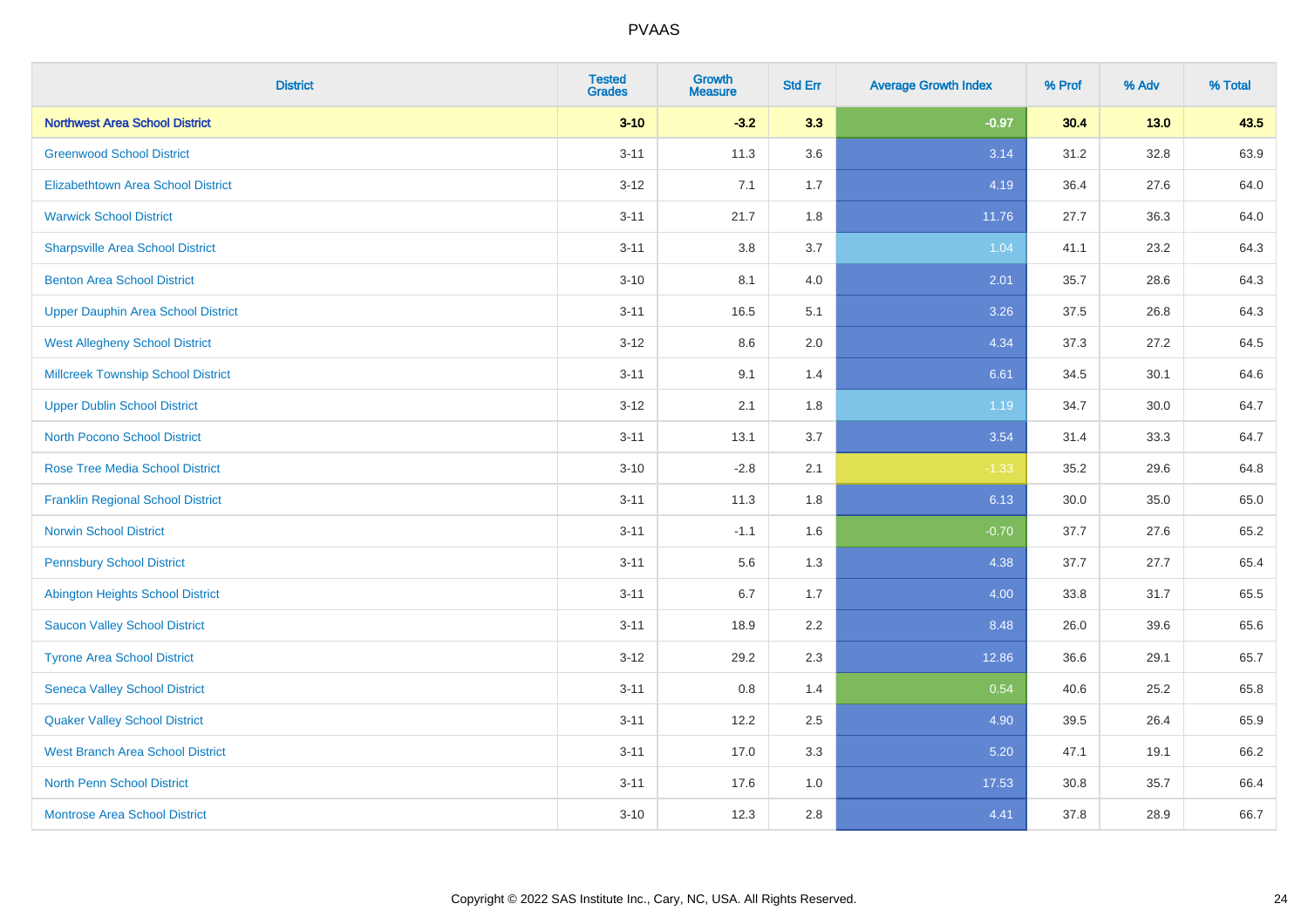| District | Tested Grades | Growth Measure | Std Err | Average Growth Index | % Prof | % Adv | % Total |
|---|---|---|---|---|---|---|---|
| **Northwest Area School District** | **3-10** | **-3.2** | **3.3** | **-0.97** | **30.4** | **13.0** | **43.5** |
| Greenwood School District | 3-11 | 11.3 | 3.6 | 3.14 | 31.2 | 32.8 | 63.9 |
| Elizabethtown Area School District | 3-12 | 7.1 | 1.7 | 4.19 | 36.4 | 27.6 | 64.0 |
| Warwick School District | 3-11 | 21.7 | 1.8 | 11.76 | 27.7 | 36.3 | 64.0 |
| Sharpsville Area School District | 3-11 | 3.8 | 3.7 | 1.04 | 41.1 | 23.2 | 64.3 |
| Benton Area School District | 3-10 | 8.1 | 4.0 | 2.01 | 35.7 | 28.6 | 64.3 |
| Upper Dauphin Area School District | 3-11 | 16.5 | 5.1 | 3.26 | 37.5 | 26.8 | 64.3 |
| West Allegheny School District | 3-12 | 8.6 | 2.0 | 4.34 | 37.3 | 27.2 | 64.5 |
| Millcreek Township School District | 3-11 | 9.1 | 1.4 | 6.61 | 34.5 | 30.1 | 64.6 |
| Upper Dublin School District | 3-12 | 2.1 | 1.8 | 1.19 | 34.7 | 30.0 | 64.7 |
| North Pocono School District | 3-11 | 13.1 | 3.7 | 3.54 | 31.4 | 33.3 | 64.7 |
| Rose Tree Media School District | 3-10 | -2.8 | 2.1 | -1.33 | 35.2 | 29.6 | 64.8 |
| Franklin Regional School District | 3-11 | 11.3 | 1.8 | 6.13 | 30.0 | 35.0 | 65.0 |
| Norwin School District | 3-11 | -1.1 | 1.6 | -0.70 | 37.7 | 27.6 | 65.2 |
| Pennsbury School District | 3-11 | 5.6 | 1.3 | 4.38 | 37.7 | 27.7 | 65.4 |
| Abington Heights School District | 3-11 | 6.7 | 1.7 | 4.00 | 33.8 | 31.7 | 65.5 |
| Saucon Valley School District | 3-11 | 18.9 | 2.2 | 8.48 | 26.0 | 39.6 | 65.6 |
| Tyrone Area School District | 3-12 | 29.2 | 2.3 | 12.86 | 36.6 | 29.1 | 65.7 |
| Seneca Valley School District | 3-11 | 0.8 | 1.4 | 0.54 | 40.6 | 25.2 | 65.8 |
| Quaker Valley School District | 3-11 | 12.2 | 2.5 | 4.90 | 39.5 | 26.4 | 65.9 |
| West Branch Area School District | 3-11 | 17.0 | 3.3 | 5.20 | 47.1 | 19.1 | 66.2 |
| North Penn School District | 3-11 | 17.6 | 1.0 | 17.53 | 30.8 | 35.7 | 66.4 |
| Montrose Area School District | 3-10 | 12.3 | 2.8 | 4.41 | 37.8 | 28.9 | 66.7 |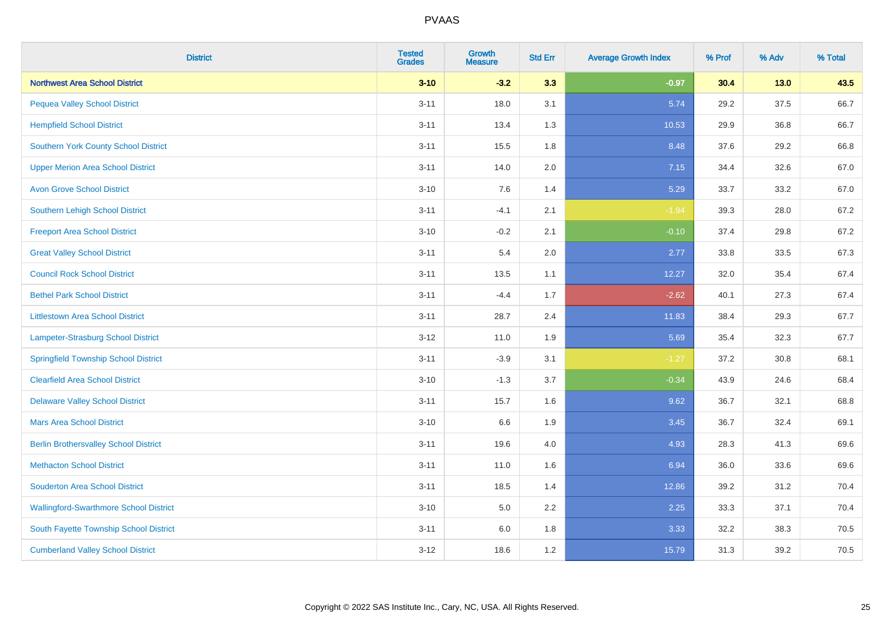# PVAAS

| District | Tested Grades | Growth Measure | Std Err | Average Growth Index | % Prof | % Adv | % Total |
|---|---|---|---|---|---|---|---|
| **Northwest Area School District** | **3-10** | **-3.2** | **3.3** | **-0.97** | **30.4** | **13.0** | **43.5** |
| Pequea Valley School District | 3-11 | 18.0 | 3.1 | 5.74 | 29.2 | 37.5 | 66.7 |
| Hempfield School District | 3-11 | 13.4 | 1.3 | 10.53 | 29.9 | 36.8 | 66.7 |
| Southern York County School District | 3-11 | 15.5 | 1.8 | 8.48 | 37.6 | 29.2 | 66.8 |
| Upper Merion Area School District | 3-11 | 14.0 | 2.0 | 7.15 | 34.4 | 32.6 | 67.0 |
| Avon Grove School District | 3-10 | 7.6 | 1.4 | 5.29 | 33.7 | 33.2 | 67.0 |
| Southern Lehigh School District | 3-11 | -4.1 | 2.1 | -1.94 | 39.3 | 28.0 | 67.2 |
| Freeport Area School District | 3-10 | -0.2 | 2.1 | -0.10 | 37.4 | 29.8 | 67.2 |
| Great Valley School District | 3-11 | 5.4 | 2.0 | 2.77 | 33.8 | 33.5 | 67.3 |
| Council Rock School District | 3-11 | 13.5 | 1.1 | 12.27 | 32.0 | 35.4 | 67.4 |
| Bethel Park School District | 3-11 | -4.4 | 1.7 | -2.62 | 40.1 | 27.3 | 67.4 |
| Littlestown Area School District | 3-11 | 28.7 | 2.4 | 11.83 | 38.4 | 29.3 | 67.7 |
| Lampeter-Strasburg School District | 3-12 | 11.0 | 1.9 | 5.69 | 35.4 | 32.3 | 67.7 |
| Springfield Township School District | 3-11 | -3.9 | 3.1 | -1.27 | 37.2 | 30.8 | 68.1 |
| Clearfield Area School District | 3-10 | -1.3 | 3.7 | -0.34 | 43.9 | 24.6 | 68.4 |
| Delaware Valley School District | 3-11 | 15.7 | 1.6 | 9.62 | 36.7 | 32.1 | 68.8 |
| Mars Area School District | 3-10 | 6.6 | 1.9 | 3.45 | 36.7 | 32.4 | 69.1 |
| Berlin Brothersvalley School District | 3-11 | 19.6 | 4.0 | 4.93 | 28.3 | 41.3 | 69.6 |
| Methacton School District | 3-11 | 11.0 | 1.6 | 6.94 | 36.0 | 33.6 | 69.6 |
| Souderton Area School District | 3-11 | 18.5 | 1.4 | 12.86 | 39.2 | 31.2 | 70.4 |
| Wallingford-Swarthmore School District | 3-10 | 5.0 | 2.2 | 2.25 | 33.3 | 37.1 | 70.4 |
| South Fayette Township School District | 3-11 | 6.0 | 1.8 | 3.33 | 32.2 | 38.3 | 70.5 |
| Cumberland Valley School District | 3-12 | 18.6 | 1.2 | 15.79 | 31.3 | 39.2 | 70.5 |

Copyright © 2022 SAS Institute Inc., Cary, NC, USA. All Rights Reserved.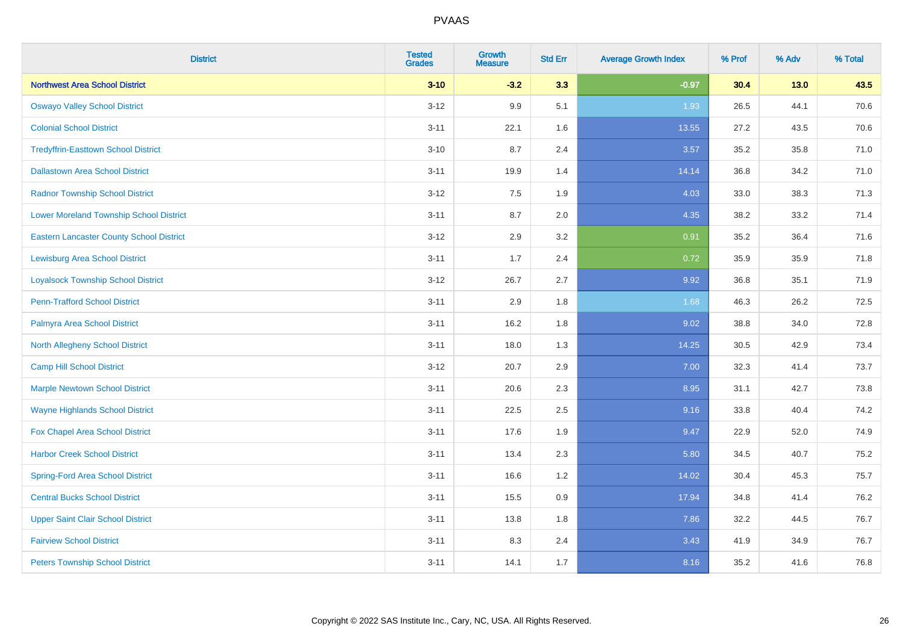| District | Tested Grades | Growth Measure | Std Err | Average Growth Index | % Prof | % Adv | % Total |
|---|---|---|---|---|---|---|---|
| **Northwest Area School District** | **3-10** | **-3.2** | **3.3** | **-0.97** | **30.4** | **13.0** | **43.5** |
| Oswayo Valley School District | 3-12 | 9.9 | 5.1 | 1.93 | 26.5 | 44.1 | 70.6 |
| Colonial School District | 3-11 | 22.1 | 1.6 | 13.55 | 27.2 | 43.5 | 70.6 |
| Tredyffrin-Easttown School District | 3-10 | 8.7 | 2.4 | 3.57 | 35.2 | 35.8 | 71.0 |
| Dallastown Area School District | 3-11 | 19.9 | 1.4 | 14.14 | 36.8 | 34.2 | 71.0 |
| Radnor Township School District | 3-12 | 7.5 | 1.9 | 4.03 | 33.0 | 38.3 | 71.3 |
| Lower Moreland Township School District | 3-11 | 8.7 | 2.0 | 4.35 | 38.2 | 33.2 | 71.4 |
| Eastern Lancaster County School District | 3-12 | 2.9 | 3.2 | 0.91 | 35.2 | 36.4 | 71.6 |
| Lewisburg Area School District | 3-11 | 1.7 | 2.4 | 0.72 | 35.9 | 35.9 | 71.8 |
| Loyalsock Township School District | 3-12 | 26.7 | 2.7 | 9.92 | 36.8 | 35.1 | 71.9 |
| Penn-Trafford School District | 3-11 | 2.9 | 1.8 | 1.68 | 46.3 | 26.2 | 72.5 |
| Palmyra Area School District | 3-11 | 16.2 | 1.8 | 9.02 | 38.8 | 34.0 | 72.8 |
| North Allegheny School District | 3-11 | 18.0 | 1.3 | 14.25 | 30.5 | 42.9 | 73.4 |
| Camp Hill School District | 3-12 | 20.7 | 2.9 | 7.00 | 32.3 | 41.4 | 73.7 |
| Marple Newtown School District | 3-11 | 20.6 | 2.3 | 8.95 | 31.1 | 42.7 | 73.8 |
| Wayne Highlands School District | 3-11 | 22.5 | 2.5 | 9.16 | 33.8 | 40.4 | 74.2 |
| Fox Chapel Area School District | 3-11 | 17.6 | 1.9 | 9.47 | 22.9 | 52.0 | 74.9 |
| Harbor Creek School District | 3-11 | 13.4 | 2.3 | 5.80 | 34.5 | 40.7 | 75.2 |
| Spring-Ford Area School District | 3-11 | 16.6 | 1.2 | 14.02 | 30.4 | 45.3 | 75.7 |
| Central Bucks School District | 3-11 | 15.5 | 0.9 | 17.94 | 34.8 | 41.4 | 76.2 |
| Upper Saint Clair School District | 3-11 | 13.8 | 1.8 | 7.86 | 32.2 | 44.5 | 76.7 |
| Fairview School District | 3-11 | 8.3 | 2.4 | 3.43 | 41.9 | 34.9 | 76.7 |
| Peters Township School District | 3-11 | 14.1 | 1.7 | 8.16 | 35.2 | 41.6 | 76.8 |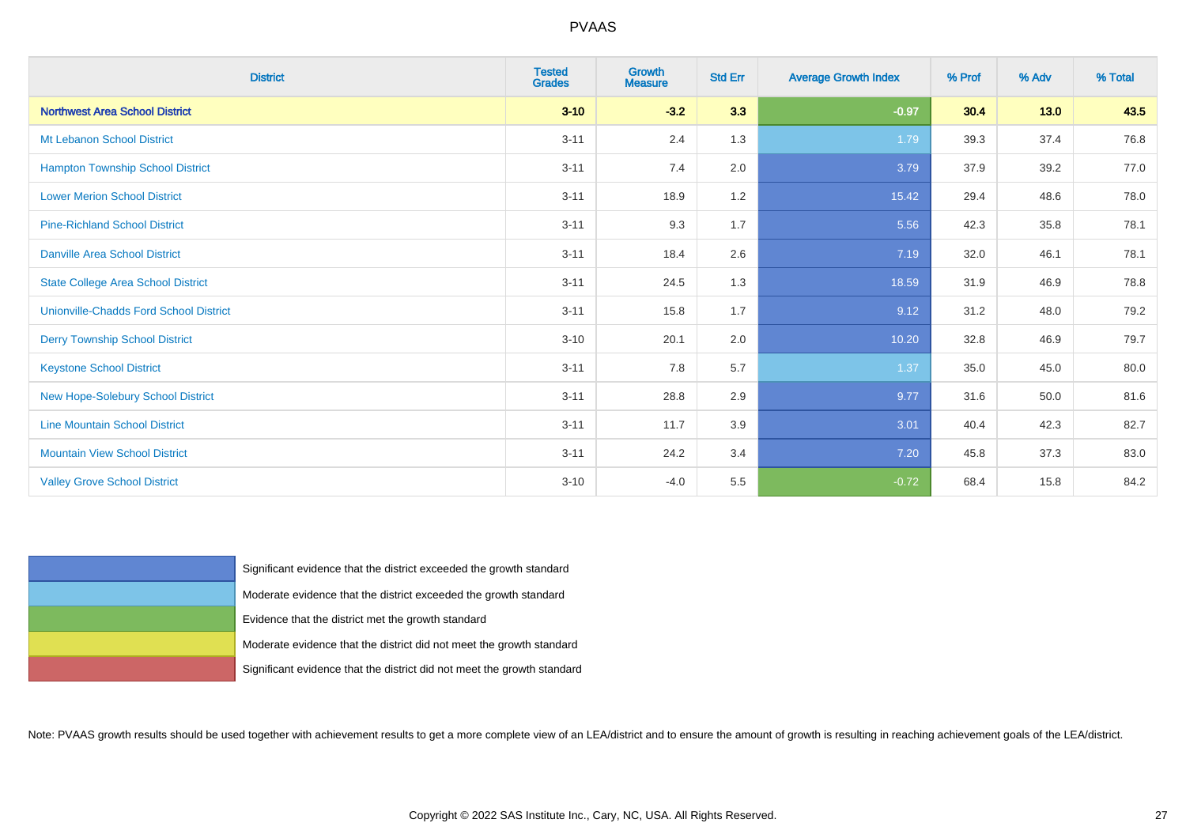# PVAAS

| District | Tested Grades | Growth Measure | Std Err | Average Growth Index | % Prof | % Adv | % Total |
|---|---|---|---|---|---|---|---|
| **Northwest Area School District** | **3-10** | **-3.2** | **3.3** | **-0.97** | **30.4** | **13.0** | **43.5** |
| Mt Lebanon School District | 3-11 | 2.4 | 1.3 | 1.79 | 39.3 | 37.4 | 76.8 |
| Hampton Township School District | 3-11 | 7.4 | 2.0 | 3.79 | 37.9 | 39.2 | 77.0 |
| Lower Merion School District | 3-11 | 18.9 | 1.2 | 15.42 | 29.4 | 48.6 | 78.0 |
| Pine-Richland School District | 3-11 | 9.3 | 1.7 | 5.56 | 42.3 | 35.8 | 78.1 |
| Danville Area School District | 3-11 | 18.4 | 2.6 | 7.19 | 32.0 | 46.1 | 78.1 |
| State College Area School District | 3-11 | 24.5 | 1.3 | 18.59 | 31.9 | 46.9 | 78.8 |
| Unionville-Chadds Ford School District | 3-11 | 15.8 | 1.7 | 9.12 | 31.2 | 48.0 | 79.2 |
| Derry Township School District | 3-10 | 20.1 | 2.0 | 10.20 | 32.8 | 46.9 | 79.7 |
| Keystone School District | 3-11 | 7.8 | 5.7 | 1.37 | 35.0 | 45.0 | 80.0 |
| New Hope-Solebury School District | 3-11 | 28.8 | 2.9 | 9.77 | 31.6 | 50.0 | 81.6 |
| Line Mountain School District | 3-11 | 11.7 | 3.9 | 3.01 | 40.4 | 42.3 | 82.7 |
| Mountain View School District | 3-11 | 24.2 | 3.4 | 7.20 | 45.8 | 37.3 | 83.0 |
| Valley Grove School District | 3-10 | -4.0 | 5.5 | -0.72 | 68.4 | 15.8 | 84.2 |

- Significant evidence that the district exceeded the growth standard
- Moderate evidence that the district exceeded the growth standard
- Evidence that the district met the growth standard
- Moderate evidence that the district did not meet the growth standard
- Significant evidence that the district did not meet the growth standard

Note: PVAAS growth results should be used together with achievement results to get a more complete view of an LEA/district and to ensure the amount of growth is resulting in reaching achievement goals of the LEA/district.

Copyright © 2022 SAS Institute Inc., Cary, NC, USA. All Rights Reserved.